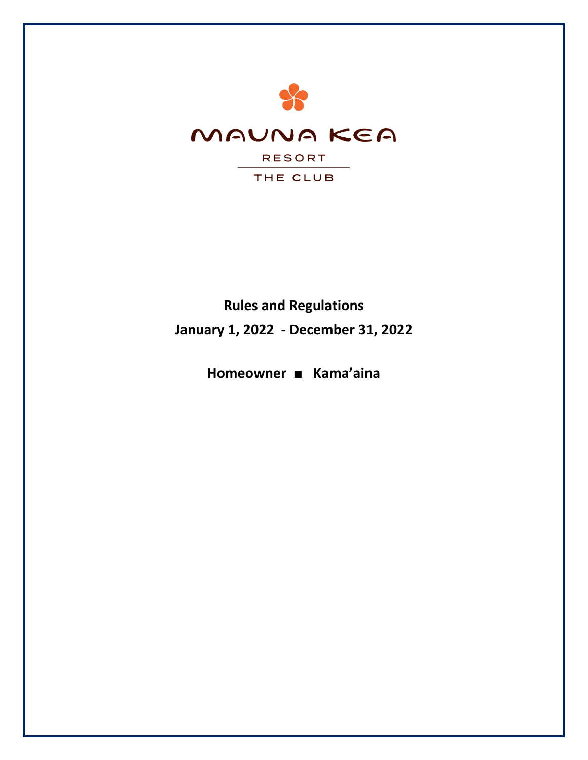MAUNA KEA

RESORT

THE CLUB

# Rules and Regulations

**January 1, 2022 - December 31, 2022**

**Homeowner ■ Kama'aina**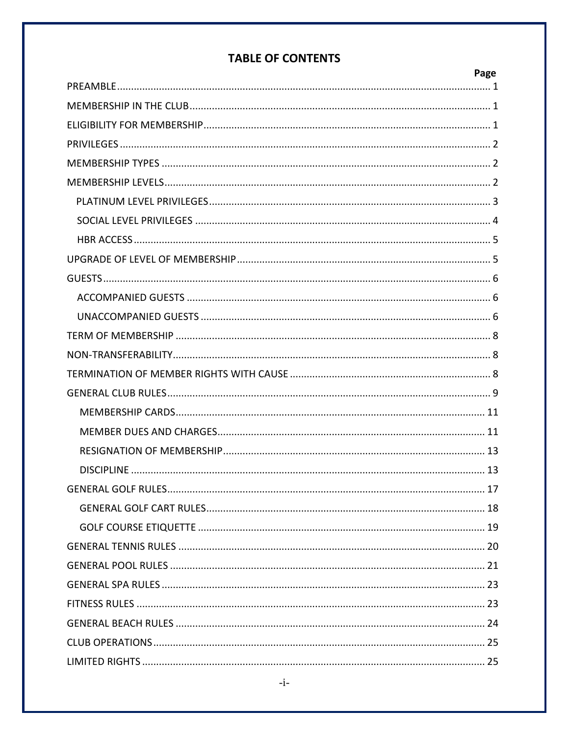# TABLE OF CONTENTS

| | Page |
|---|---|
| PREAMBLE | 1 |
| MEMBERSHIP IN THE CLUB | 1 |
| ELIGIBILITY FOR MEMBERSHIP | 1 |
| PRIVILEGES | 2 |
| MEMBERSHIP TYPES | 2 |
| MEMBERSHIP LEVELS | 2 |
| PLATINUM LEVEL PRIVILEGES | 3 |
| SOCIAL LEVEL PRIVILEGES | 4 |
| HBR ACCESS | 5 |
| UPGRADE OF LEVEL OF MEMBERSHIP | 5 |
| GUESTS | 6 |
| ACCOMPANIED GUESTS | 6 |
| UNACCOMPANIED GUESTS | 6 |
| TERM OF MEMBERSHIP | 8 |
| NON-TRANSFERABILITY | 8 |
| TERMINATION OF MEMBER RIGHTS WITH CAUSE | 8 |
| GENERAL CLUB RULES | 9 |
| MEMBERSHIP CARDS | 11 |
| MEMBER DUES AND CHARGES | 11 |
| RESIGNATION OF MEMBERSHIP | 13 |
| DISCIPLINE | 13 |
| GENERAL GOLF RULES | 17 |
| GENERAL GOLF CART RULES | 18 |
| GOLF COURSE ETIQUETTE | 19 |
| GENERAL TENNIS RULES | 20 |
| GENERAL POOL RULES | 21 |
| GENERAL SPA RULES | 23 |
| FITNESS RULES | 23 |
| GENERAL BEACH RULES | 24 |
| CLUB OPERATIONS | 25 |
| LIMITED RIGHTS | 25 |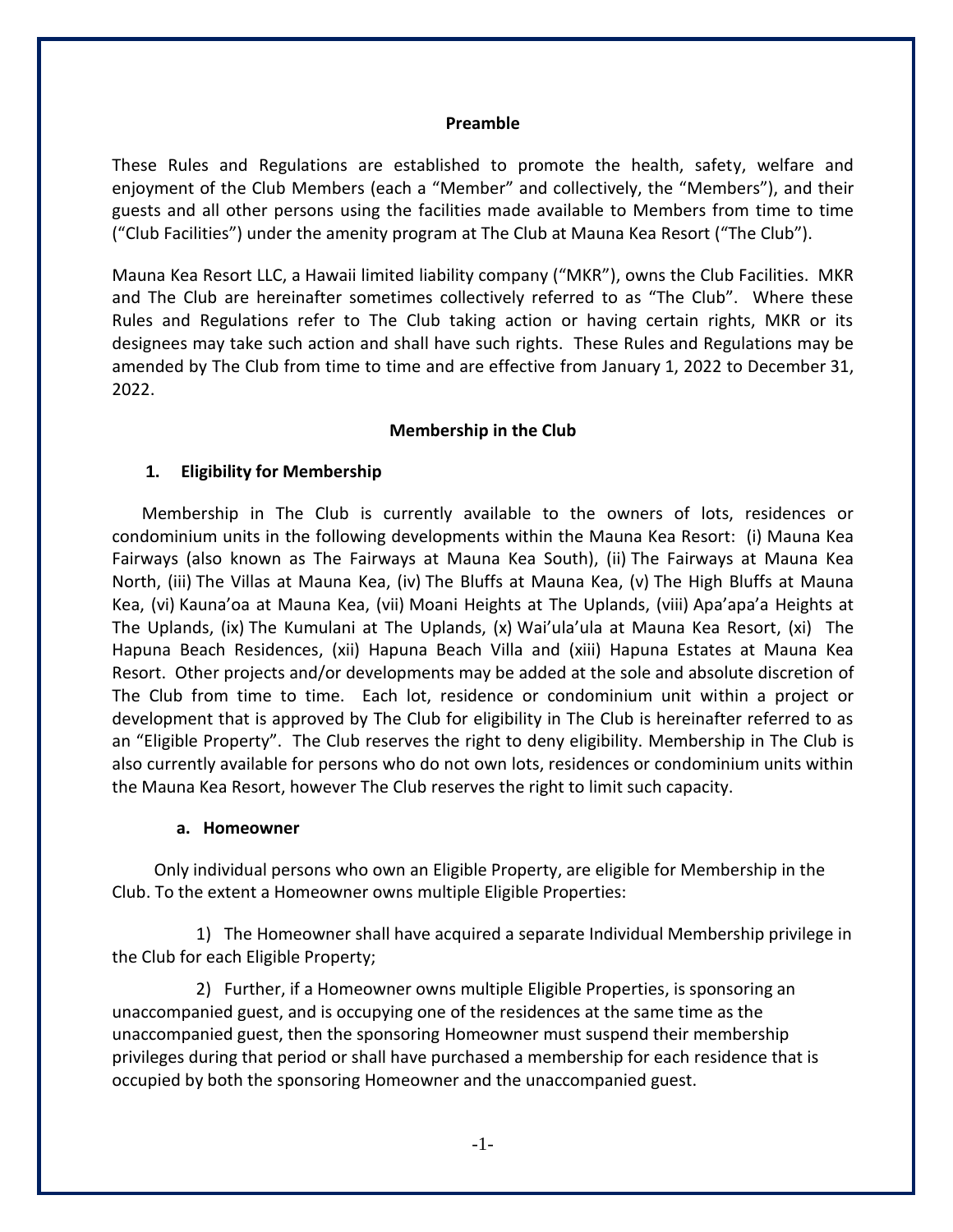## Preamble

These Rules and Regulations are established to promote the health, safety, welfare and enjoyment of the Club Members (each a "Member" and collectively, the "Members"), and their guests and all other persons using the facilities made available to Members from time to time ("Club Facilities") under the amenity program at The Club at Mauna Kea Resort ("The Club").

Mauna Kea Resort LLC, a Hawaii limited liability company ("MKR"), owns the Club Facilities. MKR and The Club are hereinafter sometimes collectively referred to as "The Club". Where these Rules and Regulations refer to The Club taking action or having certain rights, MKR or its designees may take such action and shall have such rights. These Rules and Regulations may be amended by The Club from time to time and are effective from January 1, 2022 to December 31, 2022.

## Membership in the Club

### 1. Eligibility for Membership

Membership in The Club is currently available to the owners of lots, residences or condominium units in the following developments within the Mauna Kea Resort: (i) Mauna Kea Fairways (also known as The Fairways at Mauna Kea South), (ii) The Fairways at Mauna Kea North, (iii) The Villas at Mauna Kea, (iv) The Bluffs at Mauna Kea, (v) The High Bluffs at Mauna Kea, (vi) Kauna'oa at Mauna Kea, (vii) Moani Heights at The Uplands, (viii) Apa'apa'a Heights at The Uplands, (ix) The Kumulani at The Uplands, (x) Wai'ula'ula at Mauna Kea Resort, (xi) The Hapuna Beach Residences, (xii) Hapuna Beach Villa and (xiii) Hapuna Estates at Mauna Kea Resort. Other projects and/or developments may be added at the sole and absolute discretion of The Club from time to time. Each lot, residence or condominium unit within a project or development that is approved by The Club for eligibility in The Club is hereinafter referred to as an "Eligible Property". The Club reserves the right to deny eligibility. Membership in The Club is also currently available for persons who do not own lots, residences or condominium units within the Mauna Kea Resort, however The Club reserves the right to limit such capacity.

#### a. Homeowner

Only individual persons who own an Eligible Property, are eligible for Membership in the Club. To the extent a Homeowner owns multiple Eligible Properties:

1) The Homeowner shall have acquired a separate Individual Membership privilege in the Club for each Eligible Property;

2) Further, if a Homeowner owns multiple Eligible Properties, is sponsoring an unaccompanied guest, and is occupying one of the residences at the same time as the unaccompanied guest, then the sponsoring Homeowner must suspend their membership privileges during that period or shall have purchased a membership for each residence that is occupied by both the sponsoring Homeowner and the unaccompanied guest.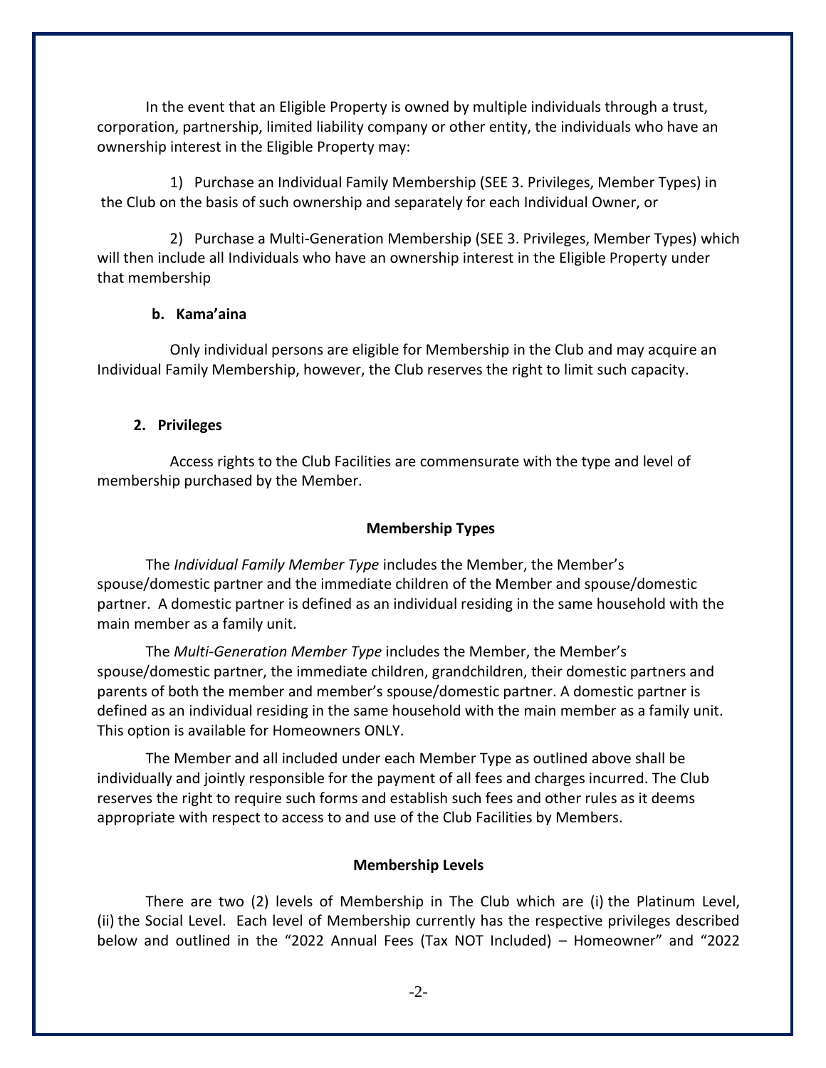In the event that an Eligible Property is owned by multiple individuals through a trust, corporation, partnership, limited liability company or other entity, the individuals who have an ownership interest in the Eligible Property may:

1) Purchase an Individual Family Membership (SEE 3. Privileges, Member Types) in the Club on the basis of such ownership and separately for each Individual Owner, or

2) Purchase a Multi-Generation Membership (SEE 3. Privileges, Member Types) which will then include all Individuals who have an ownership interest in the Eligible Property under that membership

**b. Kama'aina**

Only individual persons are eligible for Membership in the Club and may acquire an Individual Family Membership, however, the Club reserves the right to limit such capacity.

**2. Privileges**

Access rights to the Club Facilities are commensurate with the type and level of membership purchased by the Member.

**Membership Types**

The *Individual Family Member Type* includes the Member, the Member's spouse/domestic partner and the immediate children of the Member and spouse/domestic partner. A domestic partner is defined as an individual residing in the same household with the main member as a family unit.

The *Multi-Generation Member Type* includes the Member, the Member's spouse/domestic partner, the immediate children, grandchildren, their domestic partners and parents of both the member and member's spouse/domestic partner. A domestic partner is defined as an individual residing in the same household with the main member as a family unit. This option is available for Homeowners ONLY.

The Member and all included under each Member Type as outlined above shall be individually and jointly responsible for the payment of all fees and charges incurred. The Club reserves the right to require such forms and establish such fees and other rules as it deems appropriate with respect to access to and use of the Club Facilities by Members.

**Membership Levels**

There are two (2) levels of Membership in The Club which are (i) the Platinum Level, (ii) the Social Level. Each level of Membership currently has the respective privileges described below and outlined in the "2022 Annual Fees (Tax NOT Included) – Homeowner" and "2022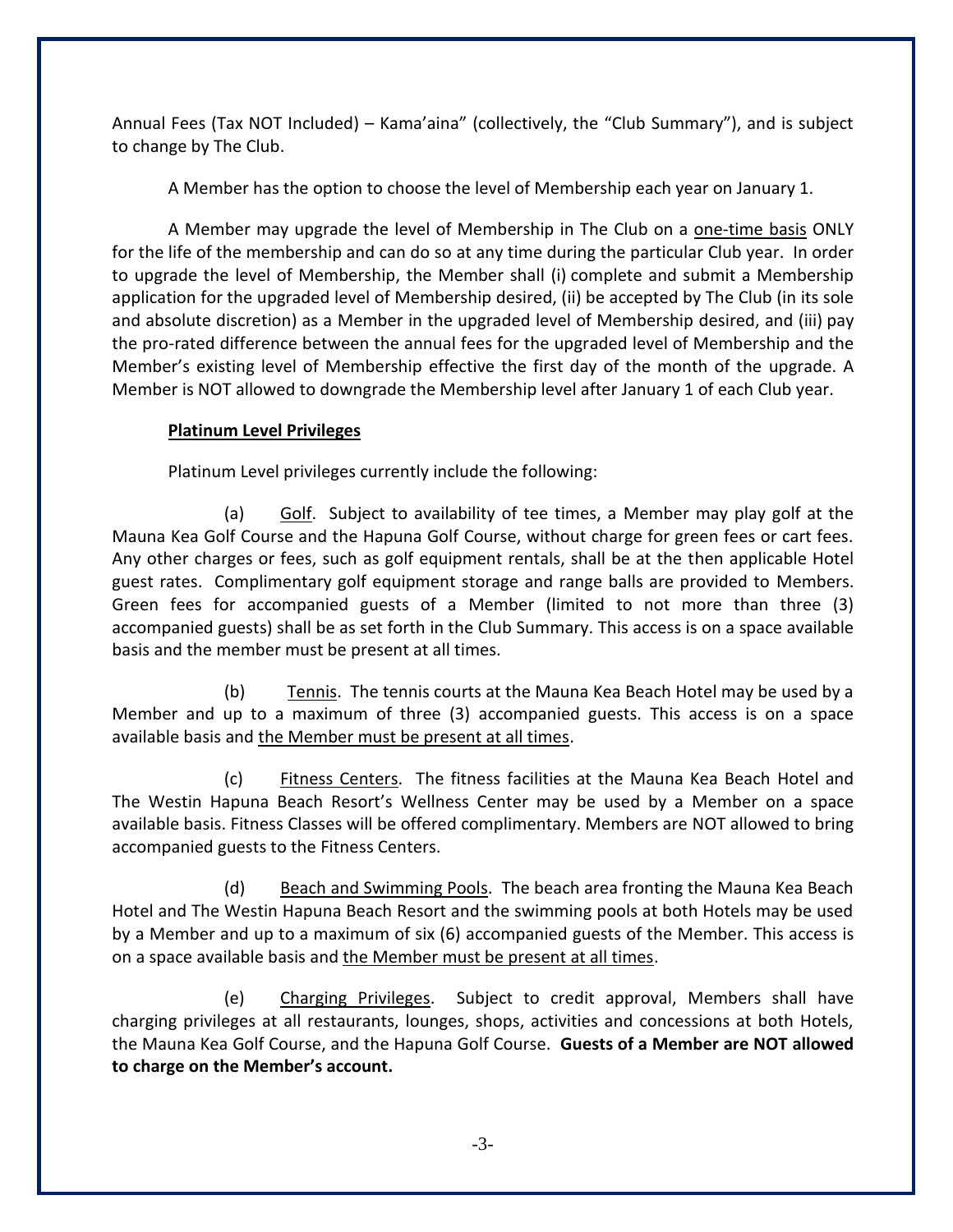Annual Fees (Tax NOT Included) – Kama'aina" (collectively, the "Club Summary"), and is subject to change by The Club.

A Member has the option to choose the level of Membership each year on January 1.

A Member may upgrade the level of Membership in The Club on a <u>one-time basis</u> ONLY for the life of the membership and can do so at any time during the particular Club year. In order to upgrade the level of Membership, the Member shall (i) complete and submit a Membership application for the upgraded level of Membership desired, (ii) be accepted by The Club (in its sole and absolute discretion) as a Member in the upgraded level of Membership desired, and (iii) pay the pro-rated difference between the annual fees for the upgraded level of Membership and the Member's existing level of Membership effective the first day of the month of the upgrade. A Member is NOT allowed to downgrade the Membership level after January 1 of each Club year.

**<u>Platinum Level Privileges</u>**

Platinum Level privileges currently include the following:

(a) <u>Golf</u>. Subject to availability of tee times, a Member may play golf at the Mauna Kea Golf Course and the Hapuna Golf Course, without charge for green fees or cart fees. Any other charges or fees, such as golf equipment rentals, shall be at the then applicable Hotel guest rates. Complimentary golf equipment storage and range balls are provided to Members. Green fees for accompanied guests of a Member (limited to not more than three (3) accompanied guests) shall be as set forth in the Club Summary. This access is on a space available basis and the member must be present at all times.

(b) <u>Tennis</u>. The tennis courts at the Mauna Kea Beach Hotel may be used by a Member and up to a maximum of three (3) accompanied guests. This access is on a space available basis and <u>the Member must be present at all times</u>.

(c) <u>Fitness Centers</u>. The fitness facilities at the Mauna Kea Beach Hotel and The Westin Hapuna Beach Resort's Wellness Center may be used by a Member on a space available basis. Fitness Classes will be offered complimentary. Members are NOT allowed to bring accompanied guests to the Fitness Centers.

(d) <u>Beach and Swimming Pools</u>. The beach area fronting the Mauna Kea Beach Hotel and The Westin Hapuna Beach Resort and the swimming pools at both Hotels may be used by a Member and up to a maximum of six (6) accompanied guests of the Member. This access is on a space available basis and <u>the Member must be present at all times</u>.

(e) <u>Charging Privileges</u>. Subject to credit approval, Members shall have charging privileges at all restaurants, lounges, shops, activities and concessions at both Hotels, the Mauna Kea Golf Course, and the Hapuna Golf Course. **Guests of a Member are NOT allowed to charge on the Member's account.**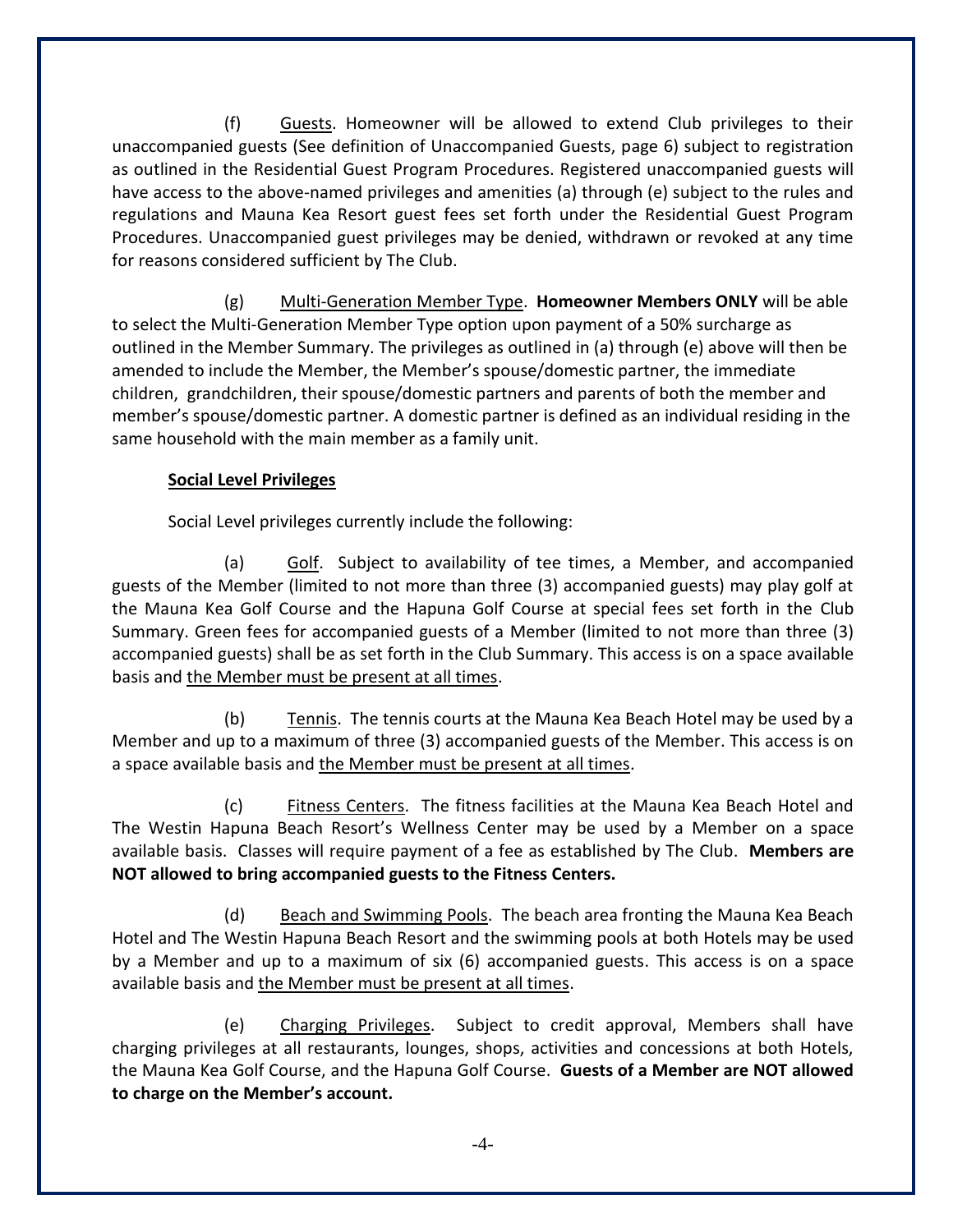(f) Guests. Homeowner will be allowed to extend Club privileges to their unaccompanied guests (See definition of Unaccompanied Guests, page 6) subject to registration as outlined in the Residential Guest Program Procedures. Registered unaccompanied guests will have access to the above-named privileges and amenities (a) through (e) subject to the rules and regulations and Mauna Kea Resort guest fees set forth under the Residential Guest Program Procedures. Unaccompanied guest privileges may be denied, withdrawn or revoked at any time for reasons considered sufficient by The Club.

(g) Multi-Generation Member Type. **Homeowner Members ONLY** will be able to select the Multi-Generation Member Type option upon payment of a 50% surcharge as outlined in the Member Summary. The privileges as outlined in (a) through (e) above will then be amended to include the Member, the Member's spouse/domestic partner, the immediate children, grandchildren, their spouse/domestic partners and parents of both the member and member's spouse/domestic partner. A domestic partner is defined as an individual residing in the same household with the main member as a family unit.

**Social Level Privileges**

Social Level privileges currently include the following:

(a) Golf. Subject to availability of tee times, a Member, and accompanied guests of the Member (limited to not more than three (3) accompanied guests) may play golf at the Mauna Kea Golf Course and the Hapuna Golf Course at special fees set forth in the Club Summary. Green fees for accompanied guests of a Member (limited to not more than three (3) accompanied guests) shall be as set forth in the Club Summary. This access is on a space available basis and the Member must be present at all times.

(b) Tennis. The tennis courts at the Mauna Kea Beach Hotel may be used by a Member and up to a maximum of three (3) accompanied guests of the Member. This access is on a space available basis and the Member must be present at all times.

(c) Fitness Centers. The fitness facilities at the Mauna Kea Beach Hotel and The Westin Hapuna Beach Resort's Wellness Center may be used by a Member on a space available basis. Classes will require payment of a fee as established by The Club. **Members are NOT allowed to bring accompanied guests to the Fitness Centers.**

(d) Beach and Swimming Pools. The beach area fronting the Mauna Kea Beach Hotel and The Westin Hapuna Beach Resort and the swimming pools at both Hotels may be used by a Member and up to a maximum of six (6) accompanied guests. This access is on a space available basis and the Member must be present at all times.

(e) Charging Privileges. Subject to credit approval, Members shall have charging privileges at all restaurants, lounges, shops, activities and concessions at both Hotels, the Mauna Kea Golf Course, and the Hapuna Golf Course. **Guests of a Member are NOT allowed to charge on the Member's account.**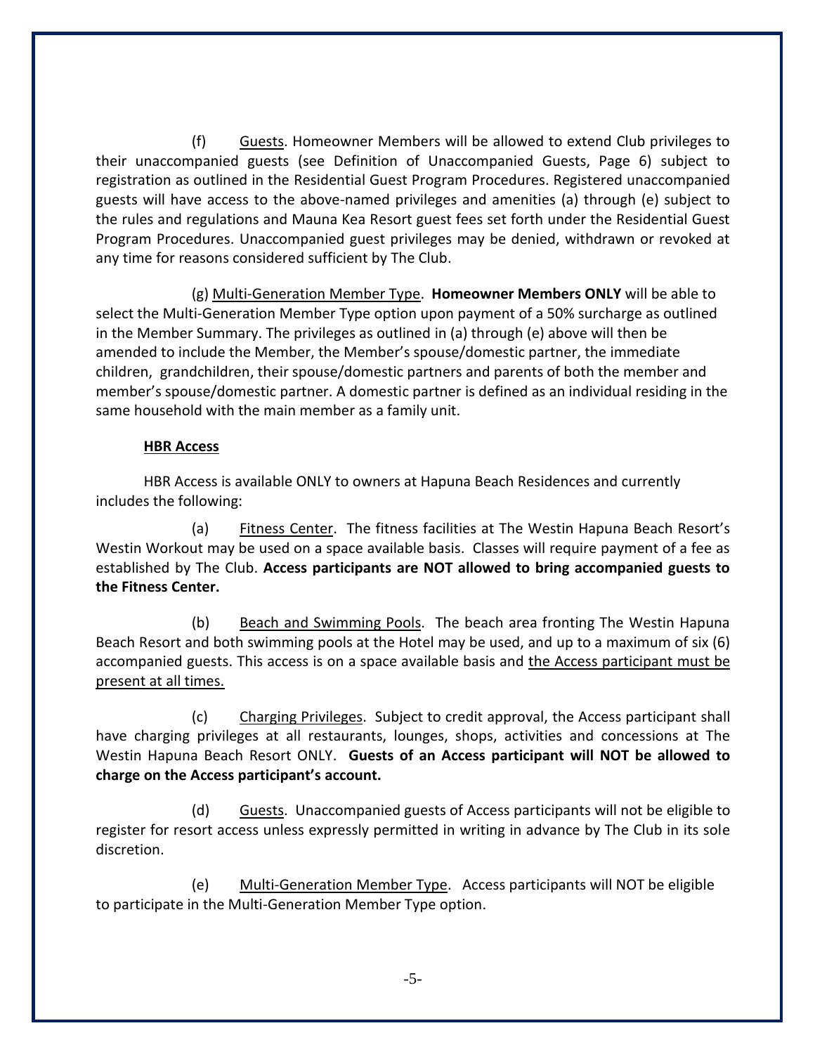(f) Guests. Homeowner Members will be allowed to extend Club privileges to their unaccompanied guests (see Definition of Unaccompanied Guests, Page 6) subject to registration as outlined in the Residential Guest Program Procedures. Registered unaccompanied guests will have access to the above-named privileges and amenities (a) through (e) subject to the rules and regulations and Mauna Kea Resort guest fees set forth under the Residential Guest Program Procedures. Unaccompanied guest privileges may be denied, withdrawn or revoked at any time for reasons considered sufficient by The Club.

(g) Multi-Generation Member Type. **Homeowner Members ONLY** will be able to select the Multi-Generation Member Type option upon payment of a 50% surcharge as outlined in the Member Summary. The privileges as outlined in (a) through (e) above will then be amended to include the Member, the Member's spouse/domestic partner, the immediate children, grandchildren, their spouse/domestic partners and parents of both the member and member's spouse/domestic partner. A domestic partner is defined as an individual residing in the same household with the main member as a family unit.

**HBR Access**

HBR Access is available ONLY to owners at Hapuna Beach Residences and currently includes the following:

(a) Fitness Center. The fitness facilities at The Westin Hapuna Beach Resort's Westin Workout may be used on a space available basis. Classes will require payment of a fee as established by The Club. **Access participants are NOT allowed to bring accompanied guests to the Fitness Center.**

(b) Beach and Swimming Pools. The beach area fronting The Westin Hapuna Beach Resort and both swimming pools at the Hotel may be used, and up to a maximum of six (6) accompanied guests. This access is on a space available basis and the Access participant must be present at all times.

(c) Charging Privileges. Subject to credit approval, the Access participant shall have charging privileges at all restaurants, lounges, shops, activities and concessions at The Westin Hapuna Beach Resort ONLY. **Guests of an Access participant will NOT be allowed to charge on the Access participant's account.**

(d) Guests. Unaccompanied guests of Access participants will not be eligible to register for resort access unless expressly permitted in writing in advance by The Club in its sole discretion.

(e) Multi-Generation Member Type. Access participants will NOT be eligible to participate in the Multi-Generation Member Type option.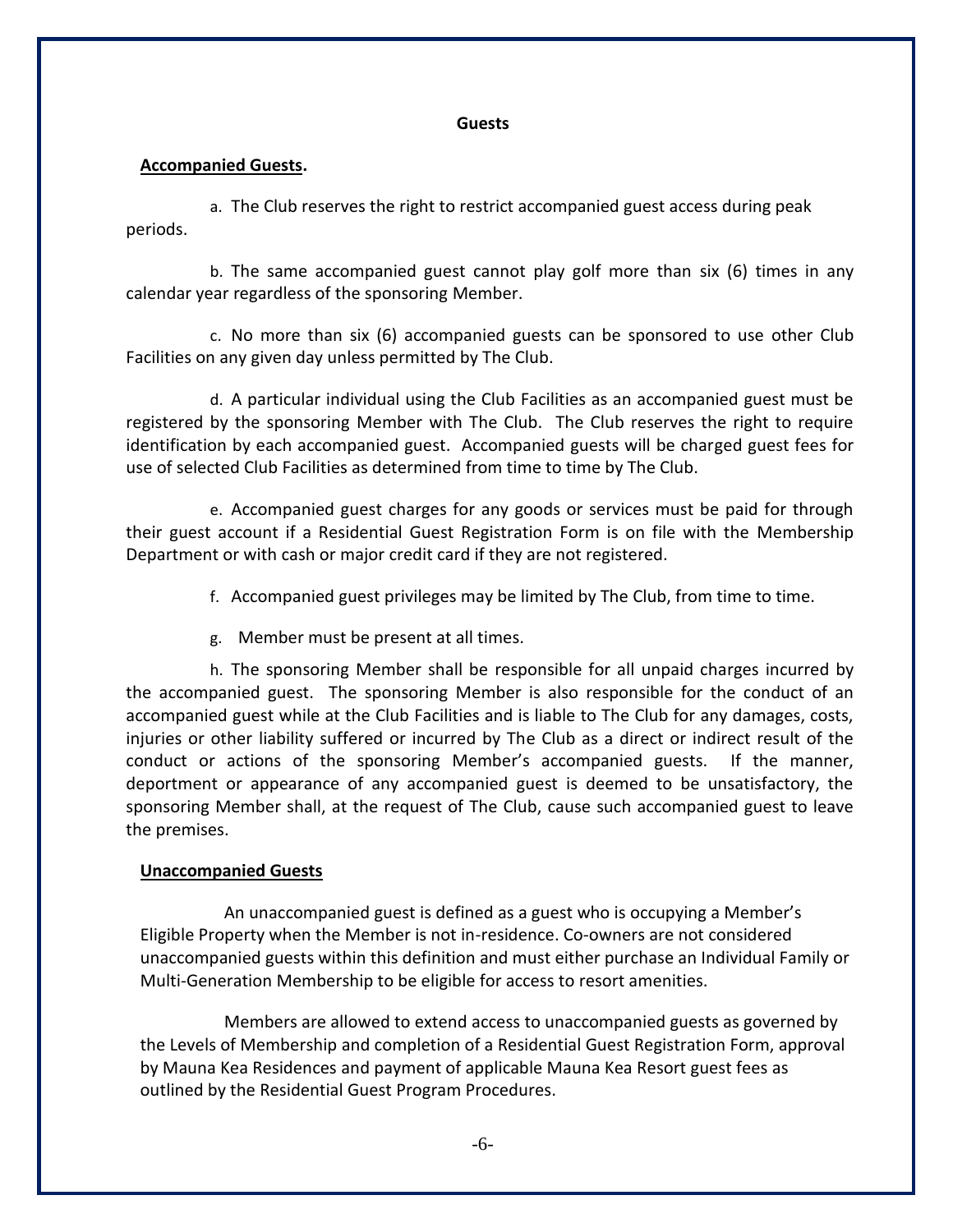## Guests

**Accompanied Guests.**

a. The Club reserves the right to restrict accompanied guest access during peak periods.

b. The same accompanied guest cannot play golf more than six (6) times in any calendar year regardless of the sponsoring Member.

c. No more than six (6) accompanied guests can be sponsored to use other Club Facilities on any given day unless permitted by The Club.

d. A particular individual using the Club Facilities as an accompanied guest must be registered by the sponsoring Member with The Club. The Club reserves the right to require identification by each accompanied guest. Accompanied guests will be charged guest fees for use of selected Club Facilities as determined from time to time by The Club.

e. Accompanied guest charges for any goods or services must be paid for through their guest account if a Residential Guest Registration Form is on file with the Membership Department or with cash or major credit card if they are not registered.

f. Accompanied guest privileges may be limited by The Club, from time to time.

g. Member must be present at all times.

h. The sponsoring Member shall be responsible for all unpaid charges incurred by the accompanied guest. The sponsoring Member is also responsible for the conduct of an accompanied guest while at the Club Facilities and is liable to The Club for any damages, costs, injuries or other liability suffered or incurred by The Club as a direct or indirect result of the conduct or actions of the sponsoring Member's accompanied guests. If the manner, deportment or appearance of any accompanied guest is deemed to be unsatisfactory, the sponsoring Member shall, at the request of The Club, cause such accompanied guest to leave the premises.

**Unaccompanied Guests**

An unaccompanied guest is defined as a guest who is occupying a Member's Eligible Property when the Member is not in-residence. Co-owners are not considered unaccompanied guests within this definition and must either purchase an Individual Family or Multi-Generation Membership to be eligible for access to resort amenities.

Members are allowed to extend access to unaccompanied guests as governed by the Levels of Membership and completion of a Residential Guest Registration Form, approval by Mauna Kea Residences and payment of applicable Mauna Kea Resort guest fees as outlined by the Residential Guest Program Procedures.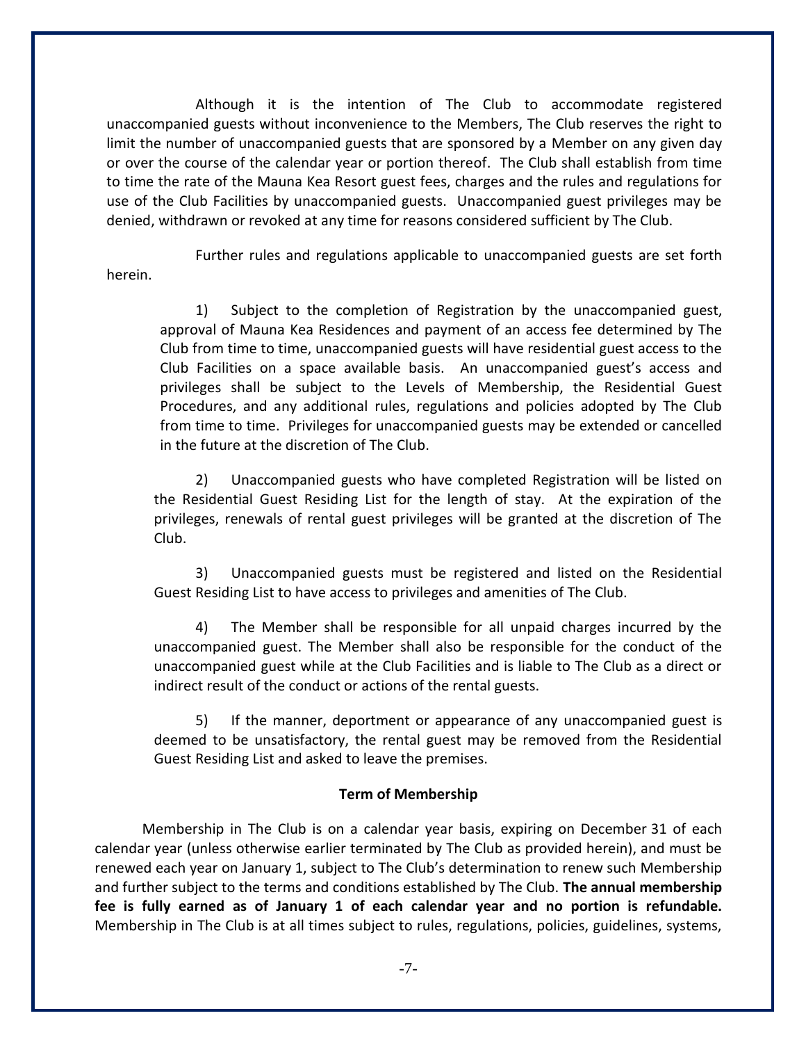Although it is the intention of The Club to accommodate registered unaccompanied guests without inconvenience to the Members, The Club reserves the right to limit the number of unaccompanied guests that are sponsored by a Member on any given day or over the course of the calendar year or portion thereof. The Club shall establish from time to time the rate of the Mauna Kea Resort guest fees, charges and the rules and regulations for use of the Club Facilities by unaccompanied guests. Unaccompanied guest privileges may be denied, withdrawn or revoked at any time for reasons considered sufficient by The Club.

Further rules and regulations applicable to unaccompanied guests are set forth herein.

1) Subject to the completion of Registration by the unaccompanied guest, approval of Mauna Kea Residences and payment of an access fee determined by The Club from time to time, unaccompanied guests will have residential guest access to the Club Facilities on a space available basis. An unaccompanied guest's access and privileges shall be subject to the Levels of Membership, the Residential Guest Procedures, and any additional rules, regulations and policies adopted by The Club from time to time. Privileges for unaccompanied guests may be extended or cancelled in the future at the discretion of The Club.

2) Unaccompanied guests who have completed Registration will be listed on the Residential Guest Residing List for the length of stay. At the expiration of the privileges, renewals of rental guest privileges will be granted at the discretion of The Club.

3) Unaccompanied guests must be registered and listed on the Residential Guest Residing List to have access to privileges and amenities of The Club.

4) The Member shall be responsible for all unpaid charges incurred by the unaccompanied guest. The Member shall also be responsible for the conduct of the unaccompanied guest while at the Club Facilities and is liable to The Club as a direct or indirect result of the conduct or actions of the rental guests.

5) If the manner, deportment or appearance of any unaccompanied guest is deemed to be unsatisfactory, the rental guest may be removed from the Residential Guest Residing List and asked to leave the premises.

**Term of Membership**

Membership in The Club is on a calendar year basis, expiring on December 31 of each calendar year (unless otherwise earlier terminated by The Club as provided herein), and must be renewed each year on January 1, subject to The Club's determination to renew such Membership and further subject to the terms and conditions established by The Club. **The annual membership fee is fully earned as of January 1 of each calendar year and no portion is refundable.** Membership in The Club is at all times subject to rules, regulations, policies, guidelines, systems,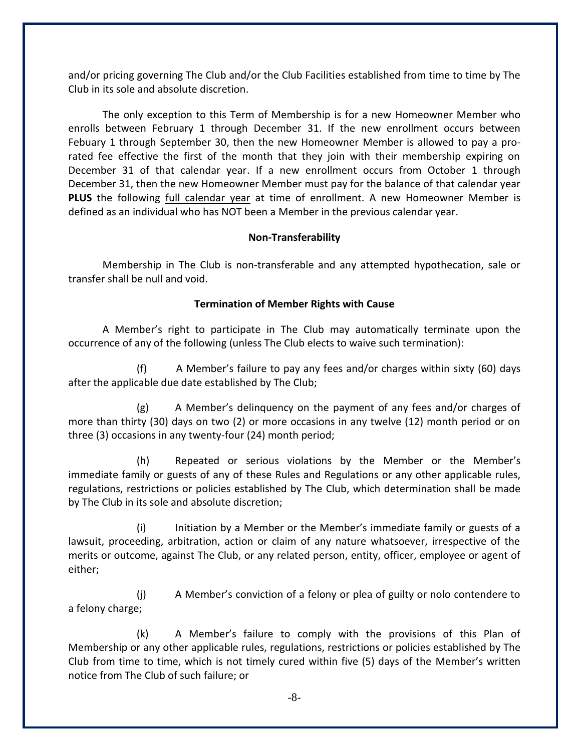and/or pricing governing The Club and/or the Club Facilities established from time to time by The Club in its sole and absolute discretion.

The only exception to this Term of Membership is for a new Homeowner Member who enrolls between February 1 through December 31. If the new enrollment occurs between Febuary 1 through September 30, then the new Homeowner Member is allowed to pay a pro-rated fee effective the first of the month that they join with their membership expiring on December 31 of that calendar year. If a new enrollment occurs from October 1 through December 31, then the new Homeowner Member must pay for the balance of that calendar year **PLUS** the following full calendar year at time of enrollment. A new Homeowner Member is defined as an individual who has NOT been a Member in the previous calendar year.

**Non-Transferability**

Membership in The Club is non-transferable and any attempted hypothecation, sale or transfer shall be null and void.

**Termination of Member Rights with Cause**

A Member's right to participate in The Club may automatically terminate upon the occurrence of any of the following (unless The Club elects to waive such termination):

(f) A Member's failure to pay any fees and/or charges within sixty (60) days after the applicable due date established by The Club;

(g) A Member's delinquency on the payment of any fees and/or charges of more than thirty (30) days on two (2) or more occasions in any twelve (12) month period or on three (3) occasions in any twenty-four (24) month period;

(h) Repeated or serious violations by the Member or the Member's immediate family or guests of any of these Rules and Regulations or any other applicable rules, regulations, restrictions or policies established by The Club, which determination shall be made by The Club in its sole and absolute discretion;

(i) Initiation by a Member or the Member's immediate family or guests of a lawsuit, proceeding, arbitration, action or claim of any nature whatsoever, irrespective of the merits or outcome, against The Club, or any related person, entity, officer, employee or agent of either;

(j) A Member's conviction of a felony or plea of guilty or nolo contendere to a felony charge;

(k) A Member's failure to comply with the provisions of this Plan of Membership or any other applicable rules, regulations, restrictions or policies established by The Club from time to time, which is not timely cured within five (5) days of the Member's written notice from The Club of such failure; or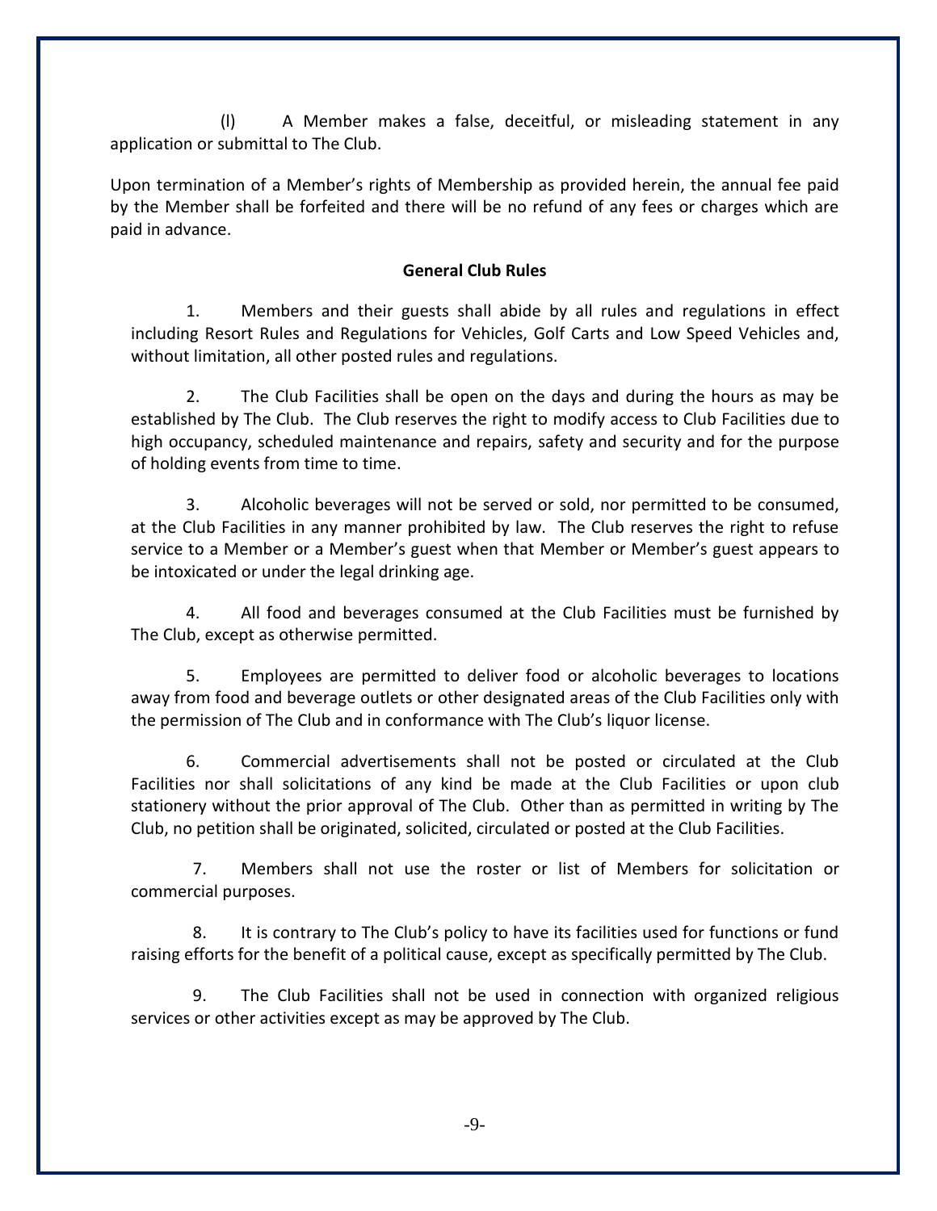(l) A Member makes a false, deceitful, or misleading statement in any application or submittal to The Club.

Upon termination of a Member's rights of Membership as provided herein, the annual fee paid by the Member shall be forfeited and there will be no refund of any fees or charges which are paid in advance.

**General Club Rules**

1. Members and their guests shall abide by all rules and regulations in effect including Resort Rules and Regulations for Vehicles, Golf Carts and Low Speed Vehicles and, without limitation, all other posted rules and regulations.

2. The Club Facilities shall be open on the days and during the hours as may be established by The Club. The Club reserves the right to modify access to Club Facilities due to high occupancy, scheduled maintenance and repairs, safety and security and for the purpose of holding events from time to time.

3. Alcoholic beverages will not be served or sold, nor permitted to be consumed, at the Club Facilities in any manner prohibited by law. The Club reserves the right to refuse service to a Member or a Member's guest when that Member or Member's guest appears to be intoxicated or under the legal drinking age.

4. All food and beverages consumed at the Club Facilities must be furnished by The Club, except as otherwise permitted.

5. Employees are permitted to deliver food or alcoholic beverages to locations away from food and beverage outlets or other designated areas of the Club Facilities only with the permission of The Club and in conformance with The Club's liquor license.

6. Commercial advertisements shall not be posted or circulated at the Club Facilities nor shall solicitations of any kind be made at the Club Facilities or upon club stationery without the prior approval of The Club. Other than as permitted in writing by The Club, no petition shall be originated, solicited, circulated or posted at the Club Facilities.

7. Members shall not use the roster or list of Members for solicitation or commercial purposes.

8. It is contrary to The Club's policy to have its facilities used for functions or fund raising efforts for the benefit of a political cause, except as specifically permitted by The Club.

9. The Club Facilities shall not be used in connection with organized religious services or other activities except as may be approved by The Club.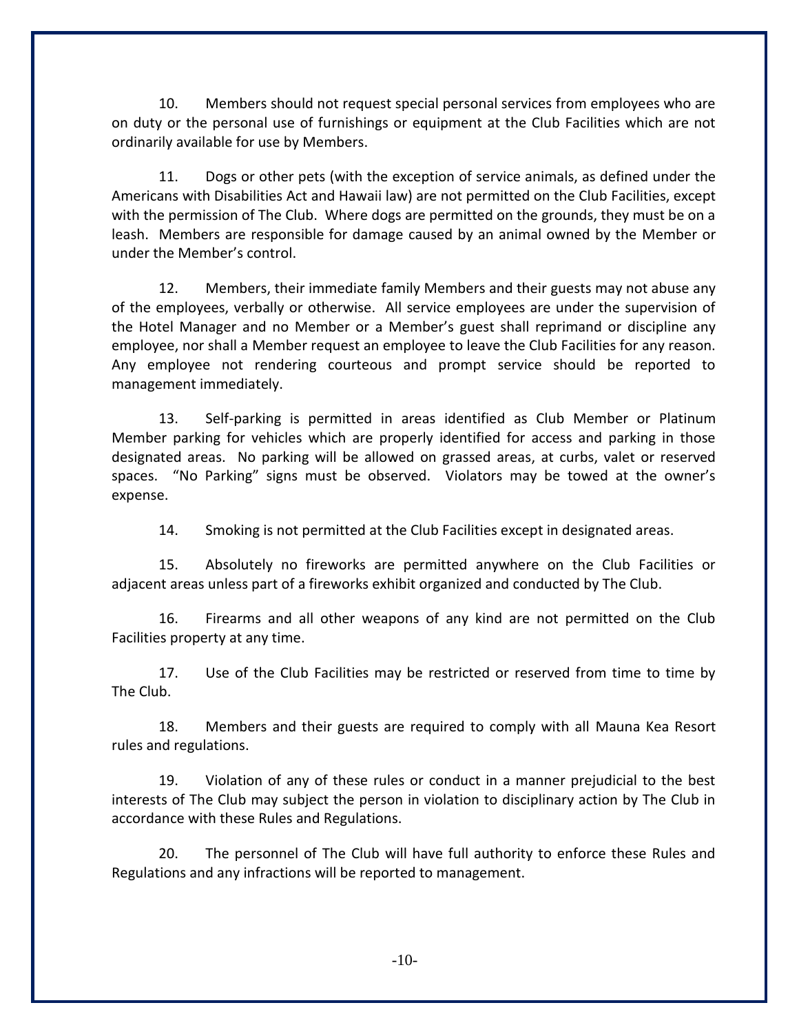10. Members should not request special personal services from employees who are on duty or the personal use of furnishings or equipment at the Club Facilities which are not ordinarily available for use by Members.

11. Dogs or other pets (with the exception of service animals, as defined under the Americans with Disabilities Act and Hawaii law) are not permitted on the Club Facilities, except with the permission of The Club. Where dogs are permitted on the grounds, they must be on a leash. Members are responsible for damage caused by an animal owned by the Member or under the Member's control.

12. Members, their immediate family Members and their guests may not abuse any of the employees, verbally or otherwise. All service employees are under the supervision of the Hotel Manager and no Member or a Member's guest shall reprimand or discipline any employee, nor shall a Member request an employee to leave the Club Facilities for any reason. Any employee not rendering courteous and prompt service should be reported to management immediately.

13. Self-parking is permitted in areas identified as Club Member or Platinum Member parking for vehicles which are properly identified for access and parking in those designated areas. No parking will be allowed on grassed areas, at curbs, valet or reserved spaces. "No Parking" signs must be observed. Violators may be towed at the owner's expense.

14. Smoking is not permitted at the Club Facilities except in designated areas.

15. Absolutely no fireworks are permitted anywhere on the Club Facilities or adjacent areas unless part of a fireworks exhibit organized and conducted by The Club.

16. Firearms and all other weapons of any kind are not permitted on the Club Facilities property at any time.

17. Use of the Club Facilities may be restricted or reserved from time to time by The Club.

18. Members and their guests are required to comply with all Mauna Kea Resort rules and regulations.

19. Violation of any of these rules or conduct in a manner prejudicial to the best interests of The Club may subject the person in violation to disciplinary action by The Club in accordance with these Rules and Regulations.

20. The personnel of The Club will have full authority to enforce these Rules and Regulations and any infractions will be reported to management.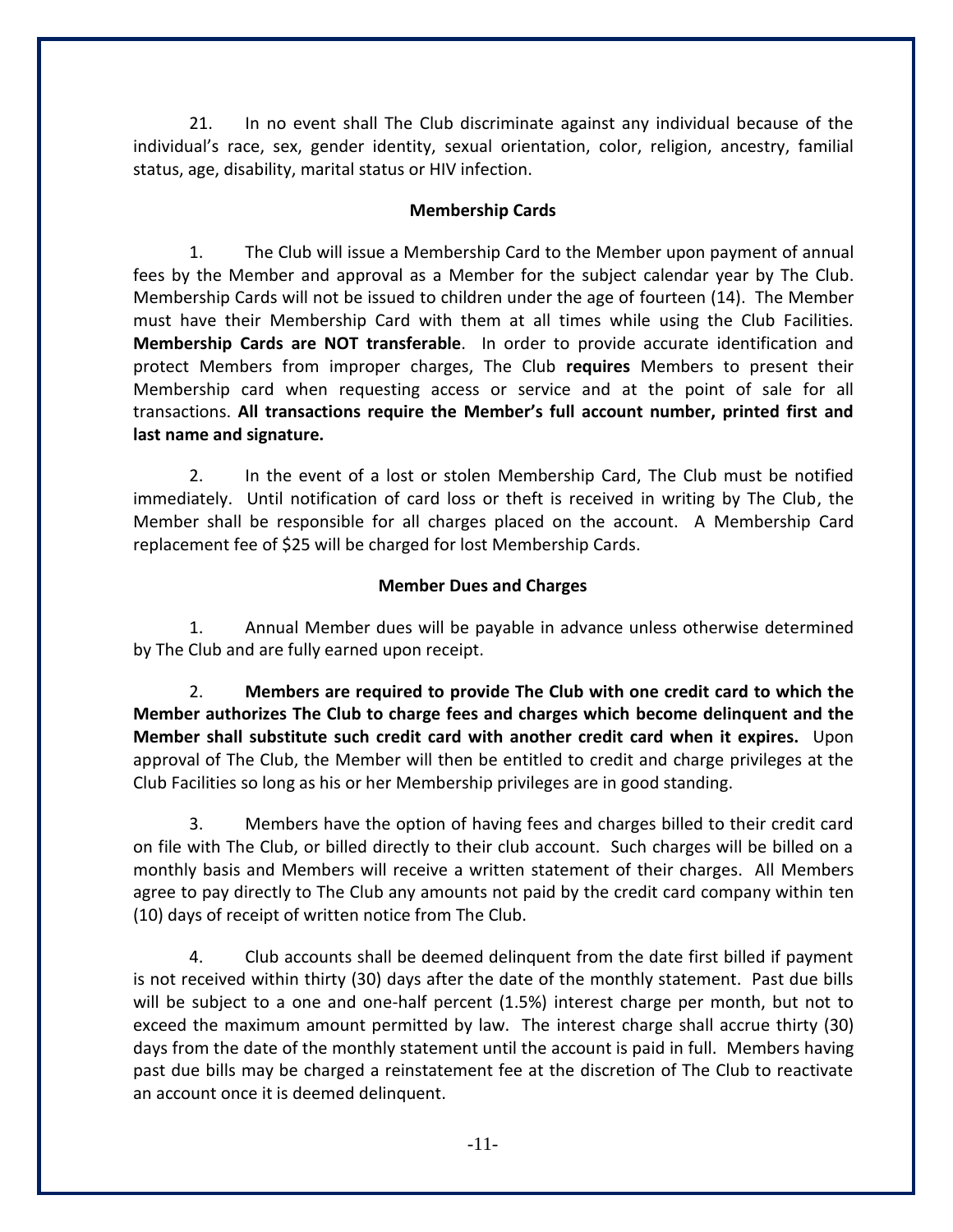21. In no event shall The Club discriminate against any individual because of the individual's race, sex, gender identity, sexual orientation, color, religion, ancestry, familial status, age, disability, marital status or HIV infection.

## Membership Cards

1. The Club will issue a Membership Card to the Member upon payment of annual fees by the Member and approval as a Member for the subject calendar year by The Club. Membership Cards will not be issued to children under the age of fourteen (14). The Member must have their Membership Card with them at all times while using the Club Facilities. **Membership Cards are NOT transferable**. In order to provide accurate identification and protect Members from improper charges, The Club **requires** Members to present their Membership card when requesting access or service and at the point of sale for all transactions. **All transactions require the Member's full account number, printed first and last name and signature.**

2. In the event of a lost or stolen Membership Card, The Club must be notified immediately. Until notification of card loss or theft is received in writing by The Club, the Member shall be responsible for all charges placed on the account. A Membership Card replacement fee of $25 will be charged for lost Membership Cards.

## Member Dues and Charges

1. Annual Member dues will be payable in advance unless otherwise determined by The Club and are fully earned upon receipt.

2. **Members are required to provide The Club with one credit card to which the Member authorizes The Club to charge fees and charges which become delinquent and the Member shall substitute such credit card with another credit card when it expires.** Upon approval of The Club, the Member will then be entitled to credit and charge privileges at the Club Facilities so long as his or her Membership privileges are in good standing.

3. Members have the option of having fees and charges billed to their credit card on file with The Club, or billed directly to their club account. Such charges will be billed on a monthly basis and Members will receive a written statement of their charges. All Members agree to pay directly to The Club any amounts not paid by the credit card company within ten (10) days of receipt of written notice from The Club.

4. Club accounts shall be deemed delinquent from the date first billed if payment is not received within thirty (30) days after the date of the monthly statement. Past due bills will be subject to a one and one-half percent (1.5%) interest charge per month, but not to exceed the maximum amount permitted by law. The interest charge shall accrue thirty (30) days from the date of the monthly statement until the account is paid in full. Members having past due bills may be charged a reinstatement fee at the discretion of The Club to reactivate an account once it is deemed delinquent.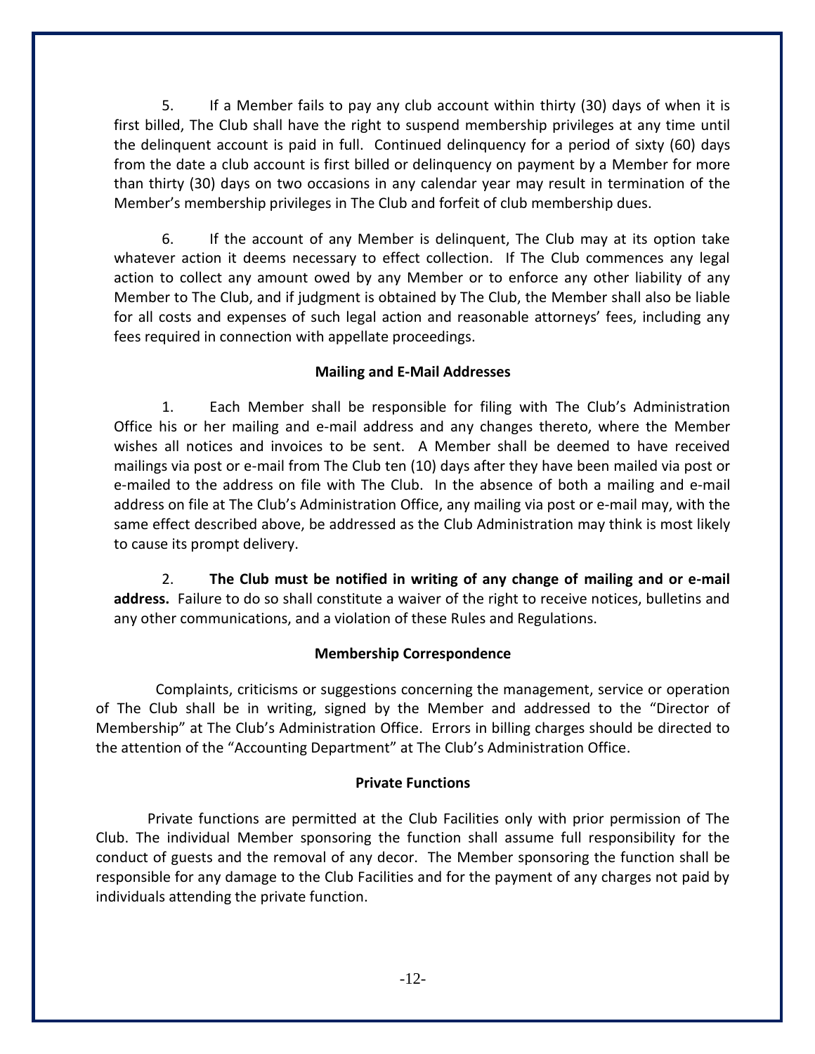5. If a Member fails to pay any club account within thirty (30) days of when it is first billed, The Club shall have the right to suspend membership privileges at any time until the delinquent account is paid in full. Continued delinquency for a period of sixty (60) days from the date a club account is first billed or delinquency on payment by a Member for more than thirty (30) days on two occasions in any calendar year may result in termination of the Member's membership privileges in The Club and forfeit of club membership dues.

6. If the account of any Member is delinquent, The Club may at its option take whatever action it deems necessary to effect collection. If The Club commences any legal action to collect any amount owed by any Member or to enforce any other liability of any Member to The Club, and if judgment is obtained by The Club, the Member shall also be liable for all costs and expenses of such legal action and reasonable attorneys' fees, including any fees required in connection with appellate proceedings.

**Mailing and E-Mail Addresses**

1. Each Member shall be responsible for filing with The Club's Administration Office his or her mailing and e-mail address and any changes thereto, where the Member wishes all notices and invoices to be sent. A Member shall be deemed to have received mailings via post or e-mail from The Club ten (10) days after they have been mailed via post or e-mailed to the address on file with The Club. In the absence of both a mailing and e-mail address on file at The Club's Administration Office, any mailing via post or e-mail may, with the same effect described above, be addressed as the Club Administration may think is most likely to cause its prompt delivery.

2. **The Club must be notified in writing of any change of mailing and or e-mail address.** Failure to do so shall constitute a waiver of the right to receive notices, bulletins and any other communications, and a violation of these Rules and Regulations.

**Membership Correspondence**

Complaints, criticisms or suggestions concerning the management, service or operation of The Club shall be in writing, signed by the Member and addressed to the "Director of Membership" at The Club's Administration Office. Errors in billing charges should be directed to the attention of the "Accounting Department" at The Club's Administration Office.

**Private Functions**

Private functions are permitted at the Club Facilities only with prior permission of The Club. The individual Member sponsoring the function shall assume full responsibility for the conduct of guests and the removal of any decor. The Member sponsoring the function shall be responsible for any damage to the Club Facilities and for the payment of any charges not paid by individuals attending the private function.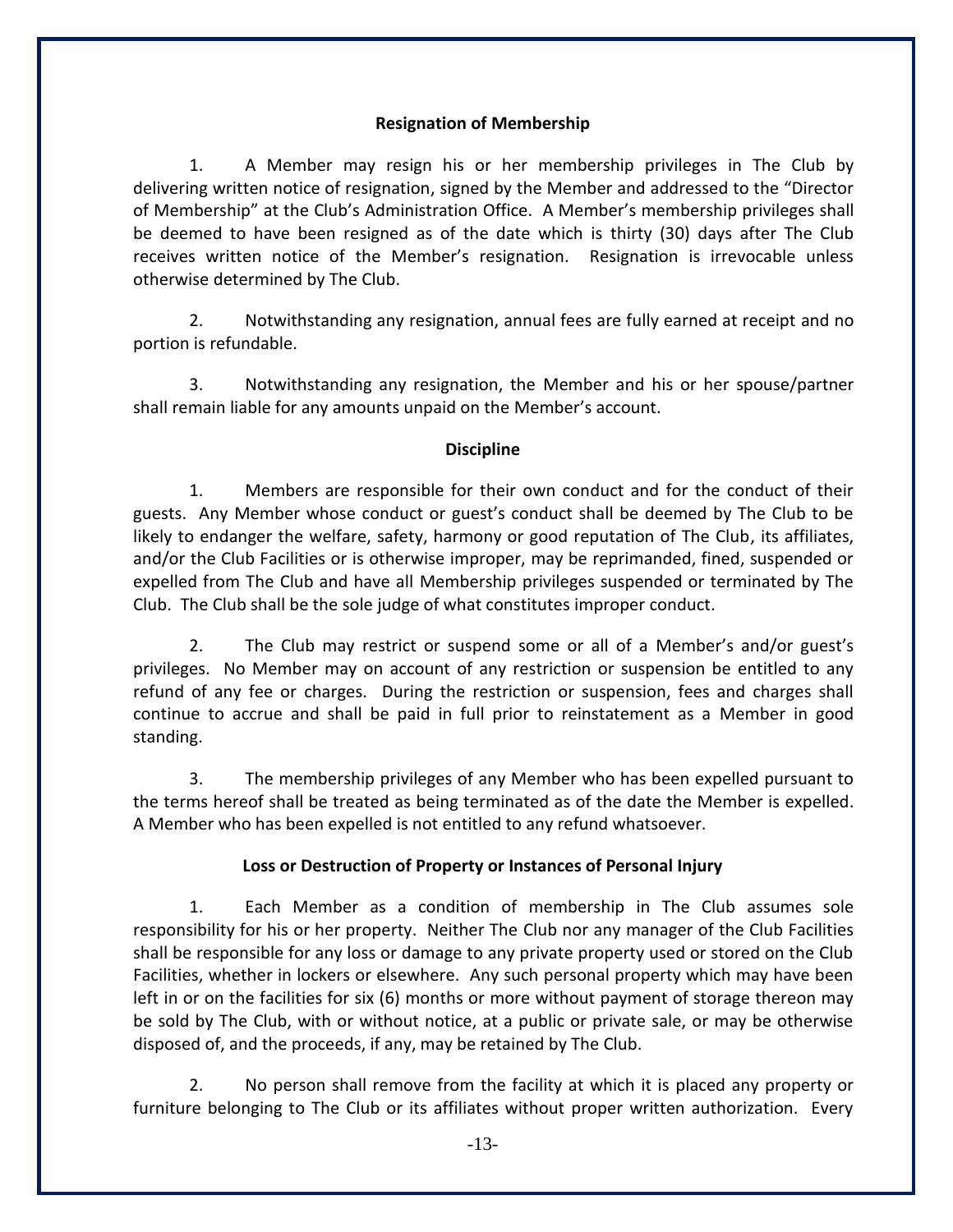### Resignation of Membership

1. A Member may resign his or her membership privileges in The Club by delivering written notice of resignation, signed by the Member and addressed to the "Director of Membership" at the Club's Administration Office. A Member's membership privileges shall be deemed to have been resigned as of the date which is thirty (30) days after The Club receives written notice of the Member's resignation. Resignation is irrevocable unless otherwise determined by The Club.

2. Notwithstanding any resignation, annual fees are fully earned at receipt and no portion is refundable.

3. Notwithstanding any resignation, the Member and his or her spouse/partner shall remain liable for any amounts unpaid on the Member's account.

### Discipline

1. Members are responsible for their own conduct and for the conduct of their guests. Any Member whose conduct or guest's conduct shall be deemed by The Club to be likely to endanger the welfare, safety, harmony or good reputation of The Club, its affiliates, and/or the Club Facilities or is otherwise improper, may be reprimanded, fined, suspended or expelled from The Club and have all Membership privileges suspended or terminated by The Club. The Club shall be the sole judge of what constitutes improper conduct.

2. The Club may restrict or suspend some or all of a Member's and/or guest's privileges. No Member may on account of any restriction or suspension be entitled to any refund of any fee or charges. During the restriction or suspension, fees and charges shall continue to accrue and shall be paid in full prior to reinstatement as a Member in good standing.

3. The membership privileges of any Member who has been expelled pursuant to the terms hereof shall be treated as being terminated as of the date the Member is expelled. A Member who has been expelled is not entitled to any refund whatsoever.

### Loss or Destruction of Property or Instances of Personal Injury

1. Each Member as a condition of membership in The Club assumes sole responsibility for his or her property. Neither The Club nor any manager of the Club Facilities shall be responsible for any loss or damage to any private property used or stored on the Club Facilities, whether in lockers or elsewhere. Any such personal property which may have been left in or on the facilities for six (6) months or more without payment of storage thereon may be sold by The Club, with or without notice, at a public or private sale, or may be otherwise disposed of, and the proceeds, if any, may be retained by The Club.

2. No person shall remove from the facility at which it is placed any property or furniture belonging to The Club or its affiliates without proper written authorization. Every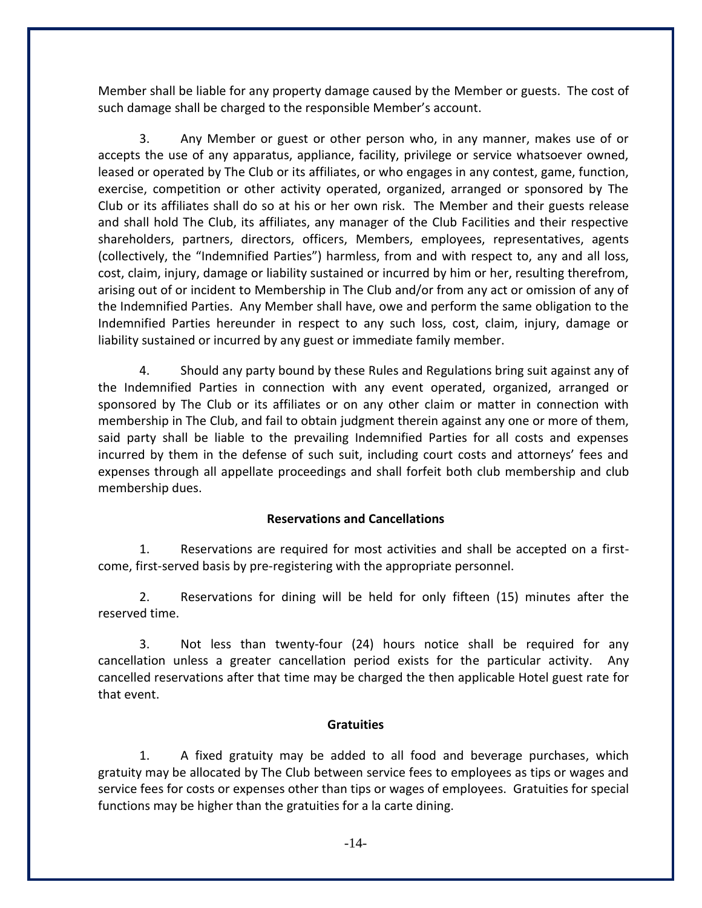Member shall be liable for any property damage caused by the Member or guests. The cost of such damage shall be charged to the responsible Member's account.

3. Any Member or guest or other person who, in any manner, makes use of or accepts the use of any apparatus, appliance, facility, privilege or service whatsoever owned, leased or operated by The Club or its affiliates, or who engages in any contest, game, function, exercise, competition or other activity operated, organized, arranged or sponsored by The Club or its affiliates shall do so at his or her own risk. The Member and their guests release and shall hold The Club, its affiliates, any manager of the Club Facilities and their respective shareholders, partners, directors, officers, Members, employees, representatives, agents (collectively, the "Indemnified Parties") harmless, from and with respect to, any and all loss, cost, claim, injury, damage or liability sustained or incurred by him or her, resulting therefrom, arising out of or incident to Membership in The Club and/or from any act or omission of any of the Indemnified Parties. Any Member shall have, owe and perform the same obligation to the Indemnified Parties hereunder in respect to any such loss, cost, claim, injury, damage or liability sustained or incurred by any guest or immediate family member.

4. Should any party bound by these Rules and Regulations bring suit against any of the Indemnified Parties in connection with any event operated, organized, arranged or sponsored by The Club or its affiliates or on any other claim or matter in connection with membership in The Club, and fail to obtain judgment therein against any one or more of them, said party shall be liable to the prevailing Indemnified Parties for all costs and expenses incurred by them in the defense of such suit, including court costs and attorneys' fees and expenses through all appellate proceedings and shall forfeit both club membership and club membership dues.

**Reservations and Cancellations**

1. Reservations are required for most activities and shall be accepted on a first-come, first-served basis by pre-registering with the appropriate personnel.

2. Reservations for dining will be held for only fifteen (15) minutes after the reserved time.

3. Not less than twenty-four (24) hours notice shall be required for any cancellation unless a greater cancellation period exists for the particular activity. Any cancelled reservations after that time may be charged the then applicable Hotel guest rate for that event.

**Gratuities**

1. A fixed gratuity may be added to all food and beverage purchases, which gratuity may be allocated by The Club between service fees to employees as tips or wages and service fees for costs or expenses other than tips or wages of employees. Gratuities for special functions may be higher than the gratuities for a la carte dining.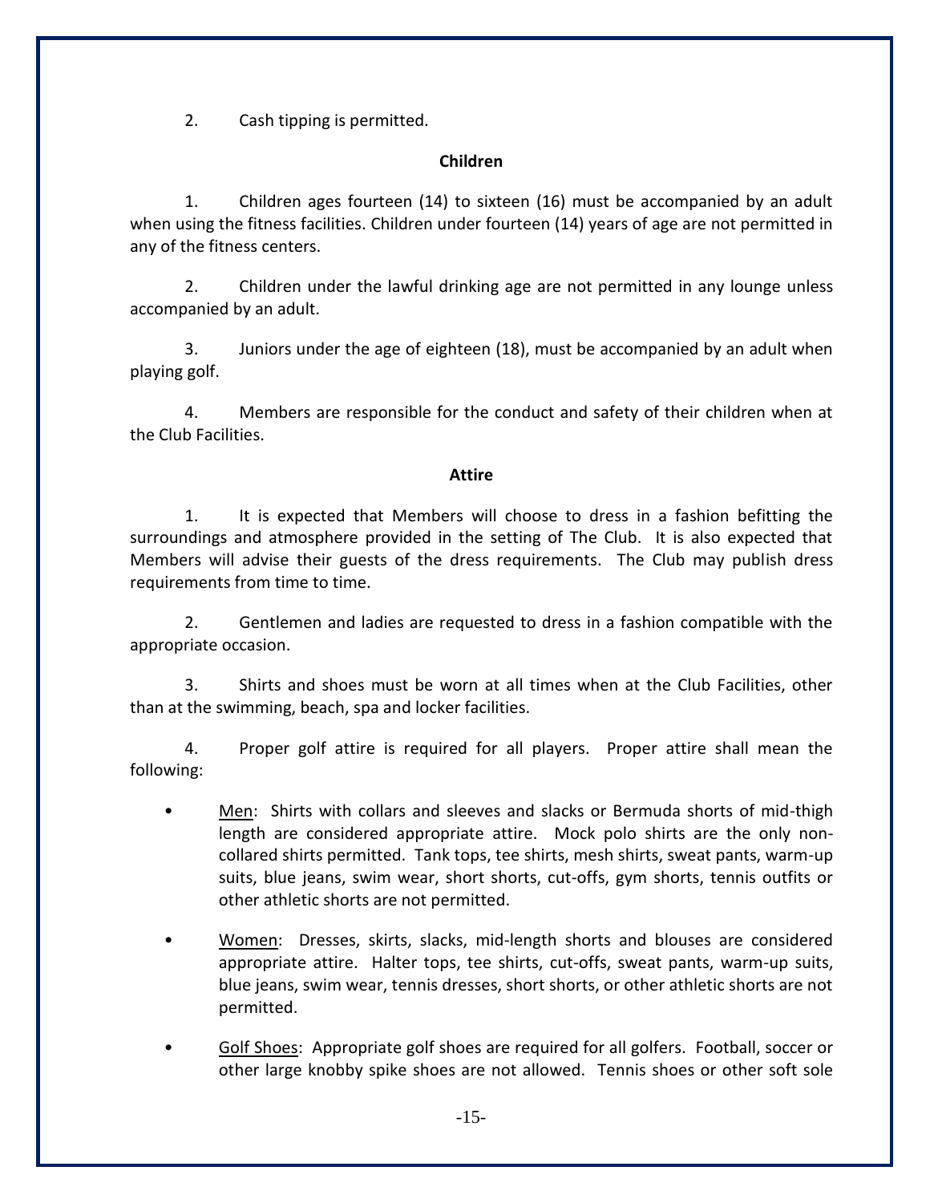2. Cash tipping is permitted.

**Children**

1. Children ages fourteen (14) to sixteen (16) must be accompanied by an adult when using the fitness facilities. Children under fourteen (14) years of age are not permitted in any of the fitness centers.

2. Children under the lawful drinking age are not permitted in any lounge unless accompanied by an adult.

3. Juniors under the age of eighteen (18), must be accompanied by an adult when playing golf.

4. Members are responsible for the conduct and safety of their children when at the Club Facilities.

**Attire**

1. It is expected that Members will choose to dress in a fashion befitting the surroundings and atmosphere provided in the setting of The Club. It is also expected that Members will advise their guests of the dress requirements. The Club may publish dress requirements from time to time.

2. Gentlemen and ladies are requested to dress in a fashion compatible with the appropriate occasion.

3. Shirts and shoes must be worn at all times when at the Club Facilities, other than at the swimming, beach, spa and locker facilities.

4. Proper golf attire is required for all players. Proper attire shall mean the following:

- Men: Shirts with collars and sleeves and slacks or Bermuda shorts of mid-thigh length are considered appropriate attire. Mock polo shirts are the only non-collared shirts permitted. Tank tops, tee shirts, mesh shirts, sweat pants, warm-up suits, blue jeans, swim wear, short shorts, cut-offs, gym shorts, tennis outfits or other athletic shorts are not permitted.

- Women: Dresses, skirts, slacks, mid-length shorts and blouses are considered appropriate attire. Halter tops, tee shirts, cut-offs, sweat pants, warm-up suits, blue jeans, swim wear, tennis dresses, short shorts, or other athletic shorts are not permitted.

- Golf Shoes: Appropriate golf shoes are required for all golfers. Football, soccer or other large knobby spike shoes are not allowed. Tennis shoes or other soft sole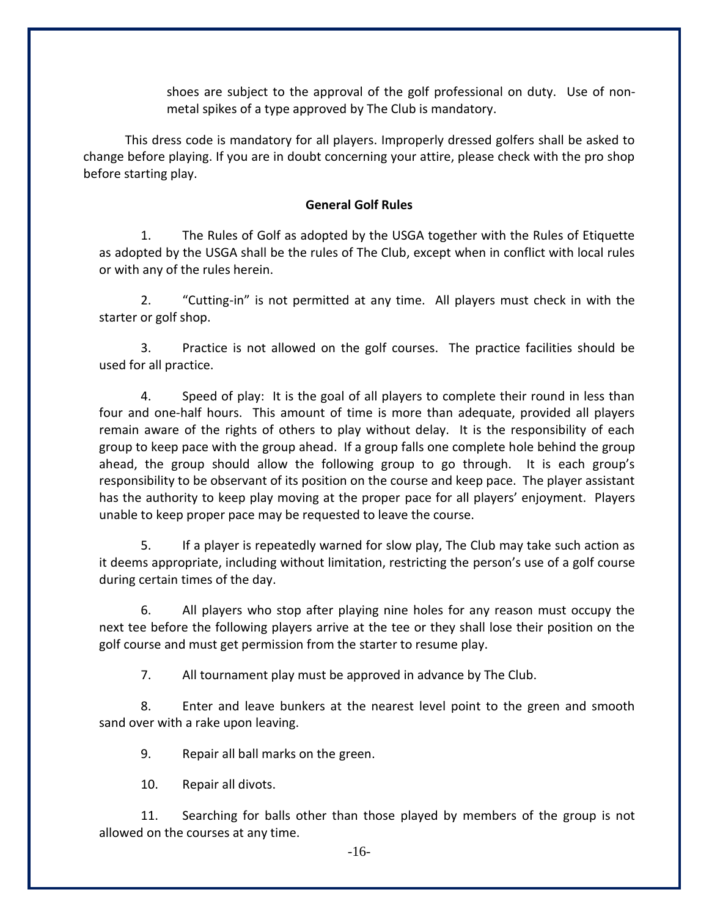shoes are subject to the approval of the golf professional on duty. Use of non-metal spikes of a type approved by The Club is mandatory.

This dress code is mandatory for all players. Improperly dressed golfers shall be asked to change before playing. If you are in doubt concerning your attire, please check with the pro shop before starting play.

**General Golf Rules**

1. The Rules of Golf as adopted by the USGA together with the Rules of Etiquette as adopted by the USGA shall be the rules of The Club, except when in conflict with local rules or with any of the rules herein.

2. "Cutting-in" is not permitted at any time. All players must check in with the starter or golf shop.

3. Practice is not allowed on the golf courses. The practice facilities should be used for all practice.

4. Speed of play: It is the goal of all players to complete their round in less than four and one-half hours. This amount of time is more than adequate, provided all players remain aware of the rights of others to play without delay. It is the responsibility of each group to keep pace with the group ahead. If a group falls one complete hole behind the group ahead, the group should allow the following group to go through. It is each group's responsibility to be observant of its position on the course and keep pace. The player assistant has the authority to keep play moving at the proper pace for all players' enjoyment. Players unable to keep proper pace may be requested to leave the course.

5. If a player is repeatedly warned for slow play, The Club may take such action as it deems appropriate, including without limitation, restricting the person's use of a golf course during certain times of the day.

6. All players who stop after playing nine holes for any reason must occupy the next tee before the following players arrive at the tee or they shall lose their position on the golf course and must get permission from the starter to resume play.

7. All tournament play must be approved in advance by The Club.

8. Enter and leave bunkers at the nearest level point to the green and smooth sand over with a rake upon leaving.

9. Repair all ball marks on the green.

10. Repair all divots.

11. Searching for balls other than those played by members of the group is not allowed on the courses at any time.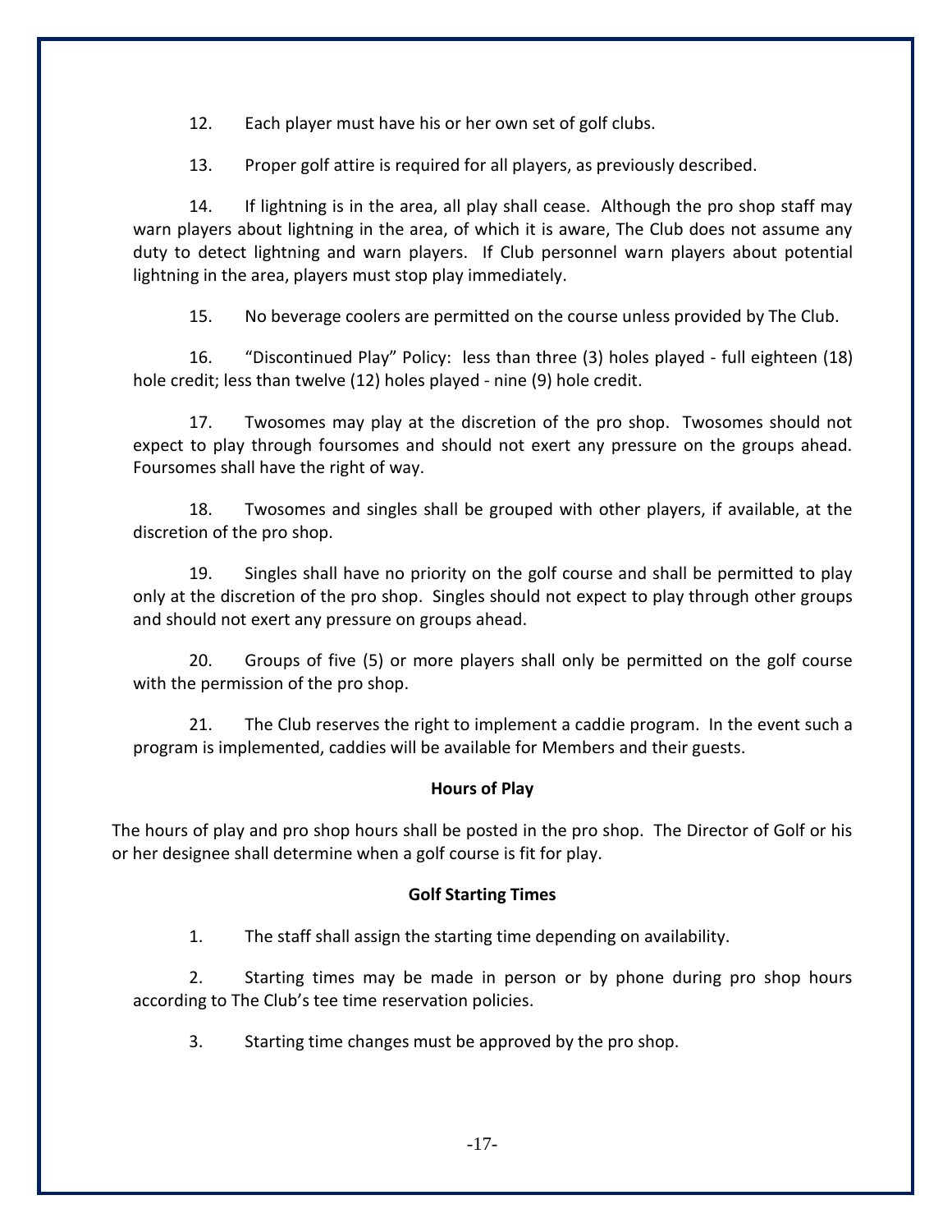12. Each player must have his or her own set of golf clubs.

13. Proper golf attire is required for all players, as previously described.

14. If lightning is in the area, all play shall cease. Although the pro shop staff may warn players about lightning in the area, of which it is aware, The Club does not assume any duty to detect lightning and warn players. If Club personnel warn players about potential lightning in the area, players must stop play immediately.

15. No beverage coolers are permitted on the course unless provided by The Club.

16. "Discontinued Play" Policy: less than three (3) holes played - full eighteen (18) hole credit; less than twelve (12) holes played - nine (9) hole credit.

17. Twosomes may play at the discretion of the pro shop. Twosomes should not expect to play through foursomes and should not exert any pressure on the groups ahead. Foursomes shall have the right of way.

18. Twosomes and singles shall be grouped with other players, if available, at the discretion of the pro shop.

19. Singles shall have no priority on the golf course and shall be permitted to play only at the discretion of the pro shop. Singles should not expect to play through other groups and should not exert any pressure on groups ahead.

20. Groups of five (5) or more players shall only be permitted on the golf course with the permission of the pro shop.

21. The Club reserves the right to implement a caddie program. In the event such a program is implemented, caddies will be available for Members and their guests.

**Hours of Play**

The hours of play and pro shop hours shall be posted in the pro shop. The Director of Golf or his or her designee shall determine when a golf course is fit for play.

**Golf Starting Times**

1. The staff shall assign the starting time depending on availability.

2. Starting times may be made in person or by phone during pro shop hours according to The Club's tee time reservation policies.

3. Starting time changes must be approved by the pro shop.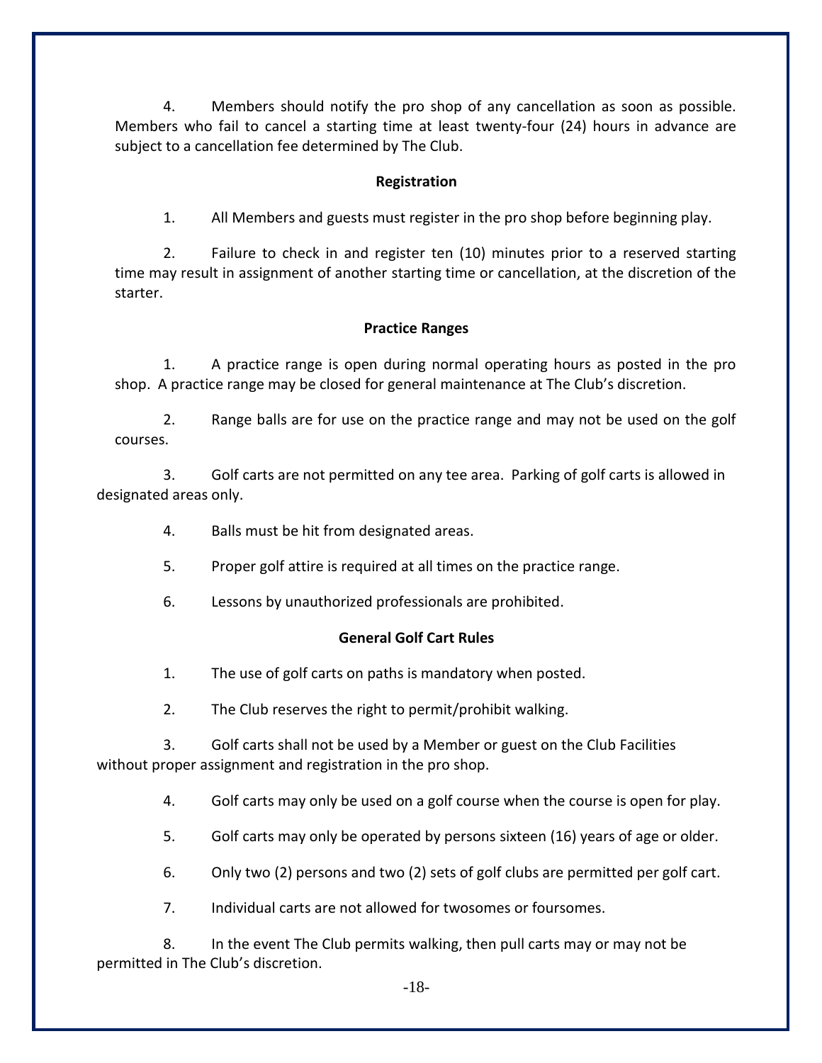4. Members should notify the pro shop of any cancellation as soon as possible. Members who fail to cancel a starting time at least twenty-four (24) hours in advance are subject to a cancellation fee determined by The Club.

**Registration**

1. All Members and guests must register in the pro shop before beginning play.

2. Failure to check in and register ten (10) minutes prior to a reserved starting time may result in assignment of another starting time or cancellation, at the discretion of the starter.

**Practice Ranges**

1. A practice range is open during normal operating hours as posted in the pro shop. A practice range may be closed for general maintenance at The Club's discretion.

2. Range balls are for use on the practice range and may not be used on the golf courses.

3. Golf carts are not permitted on any tee area. Parking of golf carts is allowed in designated areas only.

4. Balls must be hit from designated areas.

5. Proper golf attire is required at all times on the practice range.

6. Lessons by unauthorized professionals are prohibited.

**General Golf Cart Rules**

1. The use of golf carts on paths is mandatory when posted.

2. The Club reserves the right to permit/prohibit walking.

3. Golf carts shall not be used by a Member or guest on the Club Facilities without proper assignment and registration in the pro shop.

4. Golf carts may only be used on a golf course when the course is open for play.

5. Golf carts may only be operated by persons sixteen (16) years of age or older.

6. Only two (2) persons and two (2) sets of golf clubs are permitted per golf cart.

7. Individual carts are not allowed for twosomes or foursomes.

8. In the event The Club permits walking, then pull carts may or may not be permitted in The Club's discretion.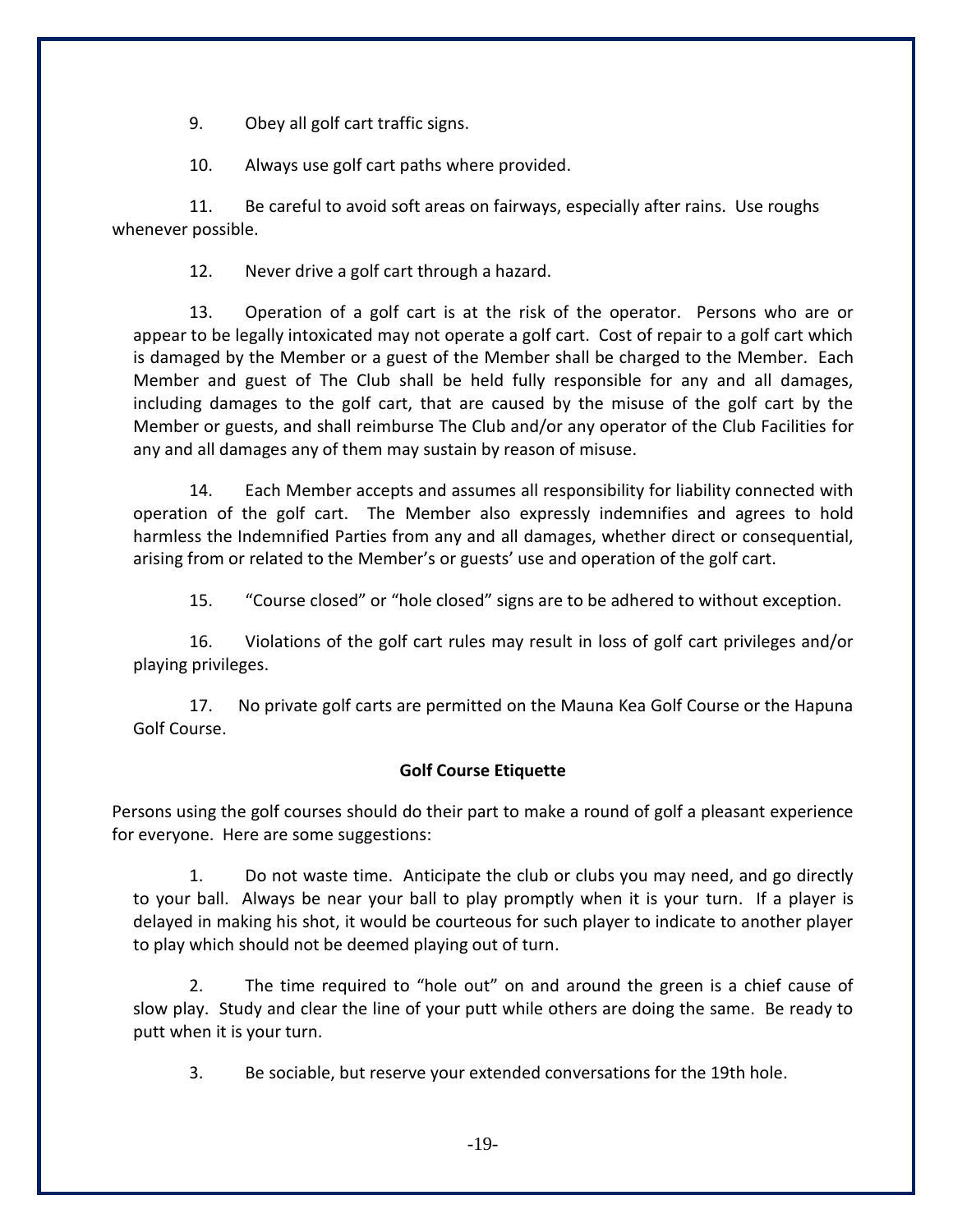9. Obey all golf cart traffic signs.

10. Always use golf cart paths where provided.

11. Be careful to avoid soft areas on fairways, especially after rains. Use roughs whenever possible.

12. Never drive a golf cart through a hazard.

13. Operation of a golf cart is at the risk of the operator. Persons who are or appear to be legally intoxicated may not operate a golf cart. Cost of repair to a golf cart which is damaged by the Member or a guest of the Member shall be charged to the Member. Each Member and guest of The Club shall be held fully responsible for any and all damages, including damages to the golf cart, that are caused by the misuse of the golf cart by the Member or guests, and shall reimburse The Club and/or any operator of the Club Facilities for any and all damages any of them may sustain by reason of misuse.

14. Each Member accepts and assumes all responsibility for liability connected with operation of the golf cart. The Member also expressly indemnifies and agrees to hold harmless the Indemnified Parties from any and all damages, whether direct or consequential, arising from or related to the Member's or guests' use and operation of the golf cart.

15. "Course closed" or "hole closed" signs are to be adhered to without exception.

16. Violations of the golf cart rules may result in loss of golf cart privileges and/or playing privileges.

17. No private golf carts are permitted on the Mauna Kea Golf Course or the Hapuna Golf Course.

**Golf Course Etiquette**

Persons using the golf courses should do their part to make a round of golf a pleasant experience for everyone. Here are some suggestions:

1. Do not waste time. Anticipate the club or clubs you may need, and go directly to your ball. Always be near your ball to play promptly when it is your turn. If a player is delayed in making his shot, it would be courteous for such player to indicate to another player to play which should not be deemed playing out of turn.

2. The time required to "hole out" on and around the green is a chief cause of slow play. Study and clear the line of your putt while others are doing the same. Be ready to putt when it is your turn.

3. Be sociable, but reserve your extended conversations for the 19th hole.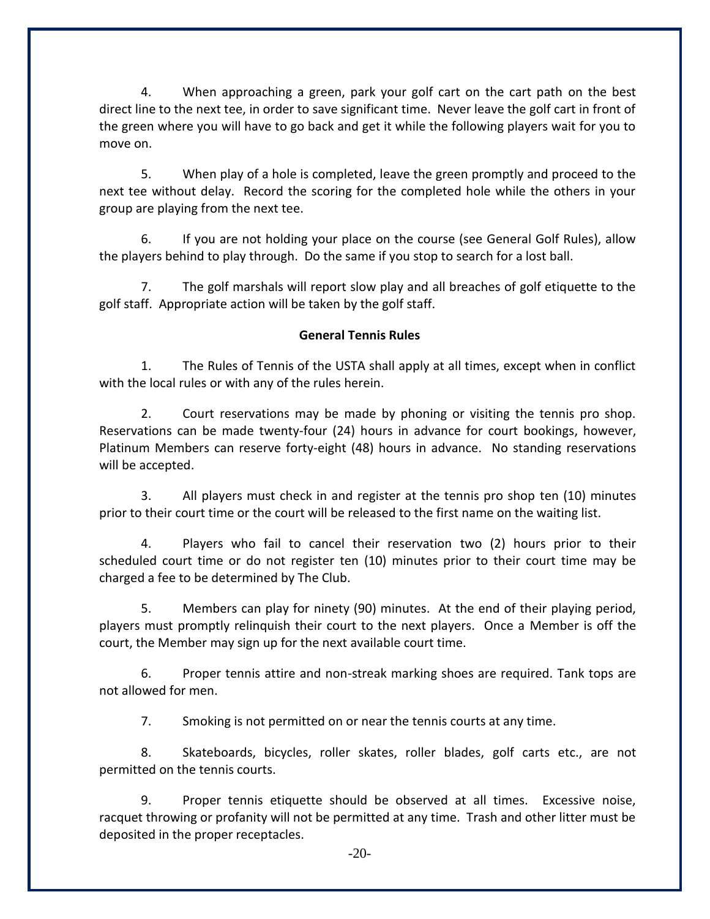4. When approaching a green, park your golf cart on the cart path on the best direct line to the next tee, in order to save significant time. Never leave the golf cart in front of the green where you will have to go back and get it while the following players wait for you to move on.

5. When play of a hole is completed, leave the green promptly and proceed to the next tee without delay. Record the scoring for the completed hole while the others in your group are playing from the next tee.

6. If you are not holding your place on the course (see General Golf Rules), allow the players behind to play through. Do the same if you stop to search for a lost ball.

7. The golf marshals will report slow play and all breaches of golf etiquette to the golf staff. Appropriate action will be taken by the golf staff.

### General Tennis Rules

1. The Rules of Tennis of the USTA shall apply at all times, except when in conflict with the local rules or with any of the rules herein.

2. Court reservations may be made by phoning or visiting the tennis pro shop. Reservations can be made twenty-four (24) hours in advance for court bookings, however, Platinum Members can reserve forty-eight (48) hours in advance. No standing reservations will be accepted.

3. All players must check in and register at the tennis pro shop ten (10) minutes prior to their court time or the court will be released to the first name on the waiting list.

4. Players who fail to cancel their reservation two (2) hours prior to their scheduled court time or do not register ten (10) minutes prior to their court time may be charged a fee to be determined by The Club.

5. Members can play for ninety (90) minutes. At the end of their playing period, players must promptly relinquish their court to the next players. Once a Member is off the court, the Member may sign up for the next available court time.

6. Proper tennis attire and non-streak marking shoes are required. Tank tops are not allowed for men.

7. Smoking is not permitted on or near the tennis courts at any time.

8. Skateboards, bicycles, roller skates, roller blades, golf carts etc., are not permitted on the tennis courts.

9. Proper tennis etiquette should be observed at all times. Excessive noise, racquet throwing or profanity will not be permitted at any time. Trash and other litter must be deposited in the proper receptacles.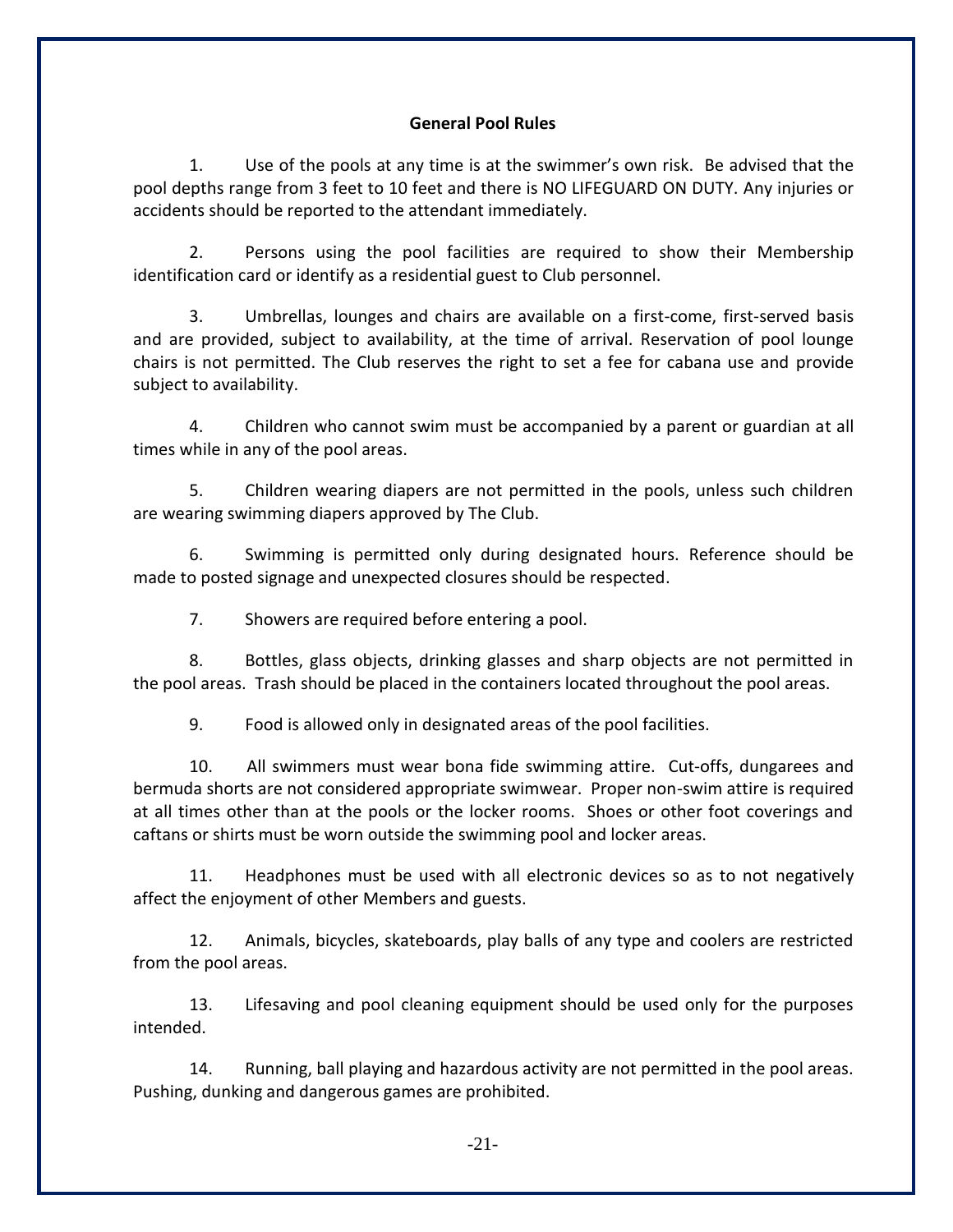## General Pool Rules

1. Use of the pools at any time is at the swimmer's own risk. Be advised that the pool depths range from 3 feet to 10 feet and there is NO LIFEGUARD ON DUTY. Any injuries or accidents should be reported to the attendant immediately.

2. Persons using the pool facilities are required to show their Membership identification card or identify as a residential guest to Club personnel.

3. Umbrellas, lounges and chairs are available on a first-come, first-served basis and are provided, subject to availability, at the time of arrival. Reservation of pool lounge chairs is not permitted. The Club reserves the right to set a fee for cabana use and provide subject to availability.

4. Children who cannot swim must be accompanied by a parent or guardian at all times while in any of the pool areas.

5. Children wearing diapers are not permitted in the pools, unless such children are wearing swimming diapers approved by The Club.

6. Swimming is permitted only during designated hours. Reference should be made to posted signage and unexpected closures should be respected.

7. Showers are required before entering a pool.

8. Bottles, glass objects, drinking glasses and sharp objects are not permitted in the pool areas. Trash should be placed in the containers located throughout the pool areas.

9. Food is allowed only in designated areas of the pool facilities.

10. All swimmers must wear bona fide swimming attire. Cut-offs, dungarees and bermuda shorts are not considered appropriate swimwear. Proper non-swim attire is required at all times other than at the pools or the locker rooms. Shoes or other foot coverings and caftans or shirts must be worn outside the swimming pool and locker areas.

11. Headphones must be used with all electronic devices so as to not negatively affect the enjoyment of other Members and guests.

12. Animals, bicycles, skateboards, play balls of any type and coolers are restricted from the pool areas.

13. Lifesaving and pool cleaning equipment should be used only for the purposes intended.

14. Running, ball playing and hazardous activity are not permitted in the pool areas. Pushing, dunking and dangerous games are prohibited.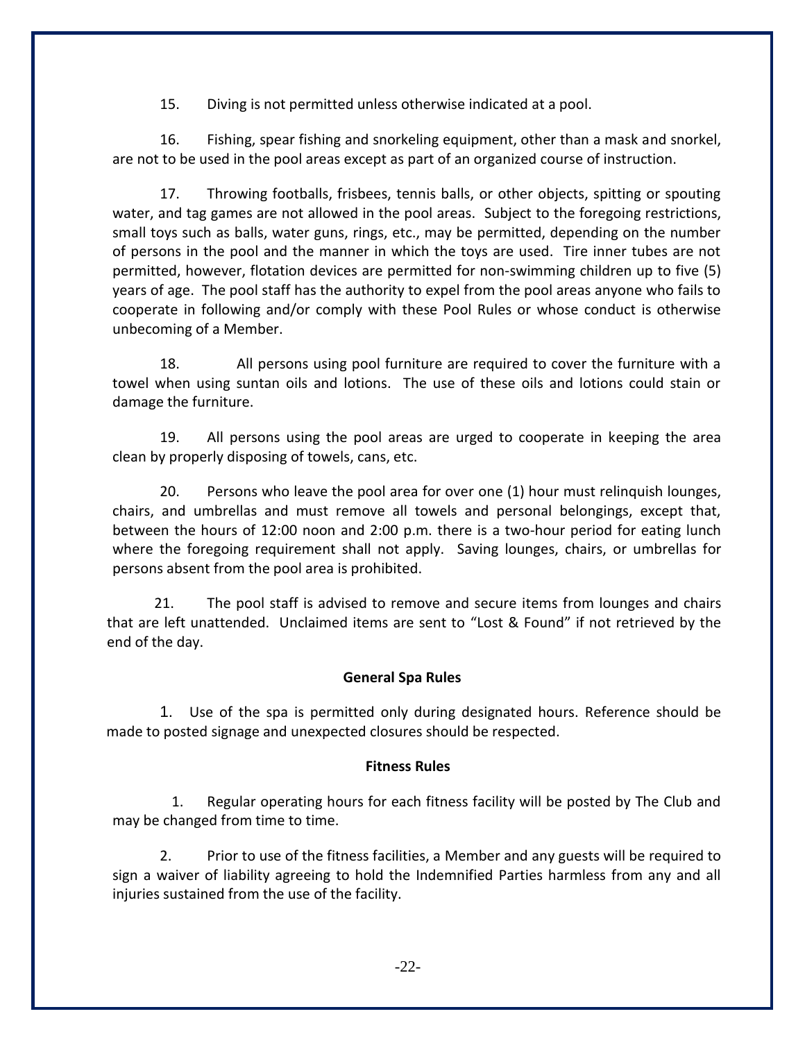15. Diving is not permitted unless otherwise indicated at a pool.

16. Fishing, spear fishing and snorkeling equipment, other than a mask and snorkel, are not to be used in the pool areas except as part of an organized course of instruction.

17. Throwing footballs, frisbees, tennis balls, or other objects, spitting or spouting water, and tag games are not allowed in the pool areas. Subject to the foregoing restrictions, small toys such as balls, water guns, rings, etc., may be permitted, depending on the number of persons in the pool and the manner in which the toys are used. Tire inner tubes are not permitted, however, flotation devices are permitted for non-swimming children up to five (5) years of age. The pool staff has the authority to expel from the pool areas anyone who fails to cooperate in following and/or comply with these Pool Rules or whose conduct is otherwise unbecoming of a Member.

18. All persons using pool furniture are required to cover the furniture with a towel when using suntan oils and lotions. The use of these oils and lotions could stain or damage the furniture.

19. All persons using the pool areas are urged to cooperate in keeping the area clean by properly disposing of towels, cans, etc.

20. Persons who leave the pool area for over one (1) hour must relinquish lounges, chairs, and umbrellas and must remove all towels and personal belongings, except that, between the hours of 12:00 noon and 2:00 p.m. there is a two-hour period for eating lunch where the foregoing requirement shall not apply. Saving lounges, chairs, or umbrellas for persons absent from the pool area is prohibited.

21. The pool staff is advised to remove and secure items from lounges and chairs that are left unattended. Unclaimed items are sent to "Lost & Found" if not retrieved by the end of the day.

**General Spa Rules**

1. Use of the spa is permitted only during designated hours. Reference should be made to posted signage and unexpected closures should be respected.

**Fitness Rules**

1. Regular operating hours for each fitness facility will be posted by The Club and may be changed from time to time.

2. Prior to use of the fitness facilities, a Member and any guests will be required to sign a waiver of liability agreeing to hold the Indemnified Parties harmless from any and all injuries sustained from the use of the facility.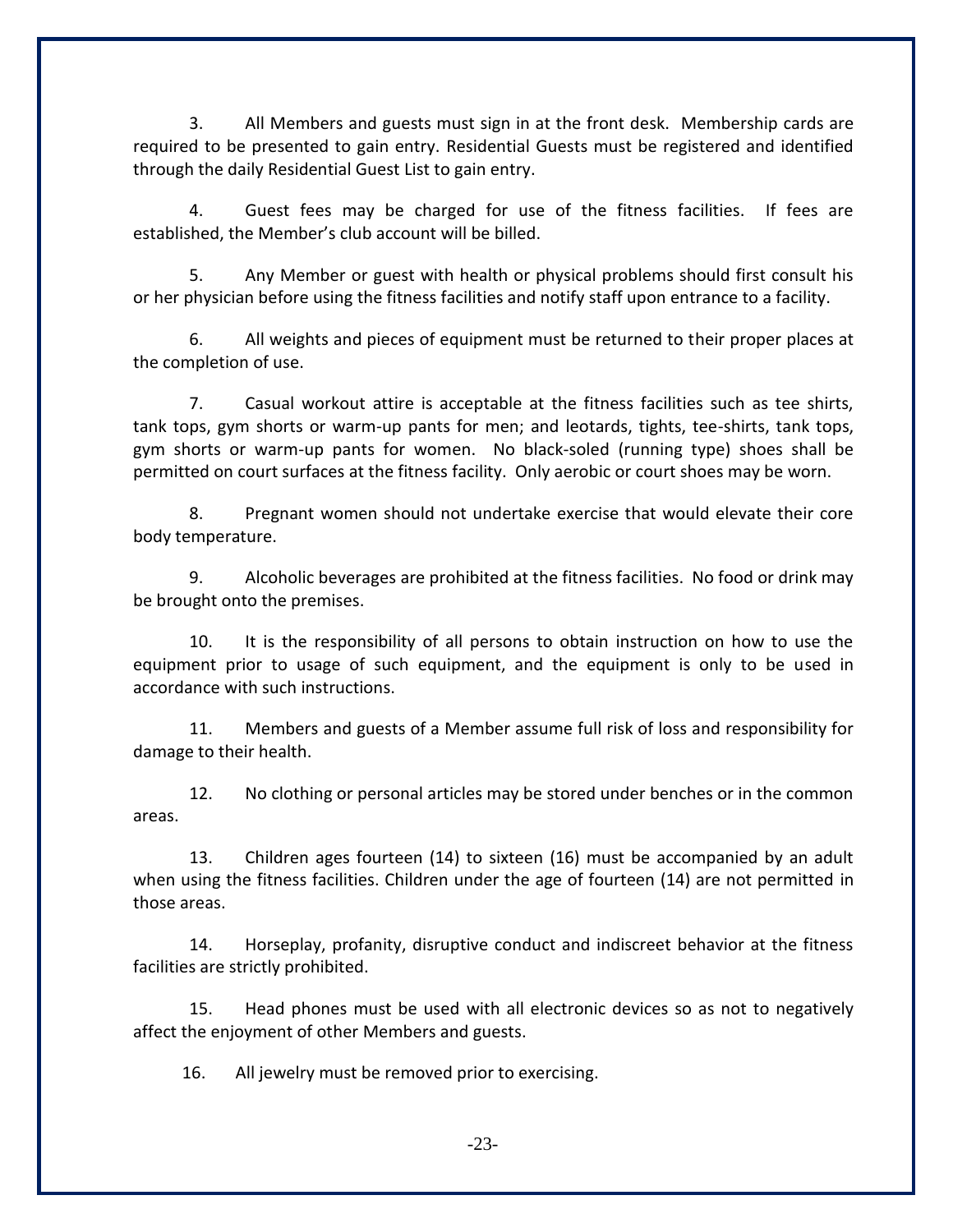3. All Members and guests must sign in at the front desk. Membership cards are required to be presented to gain entry. Residential Guests must be registered and identified through the daily Residential Guest List to gain entry.

4. Guest fees may be charged for use of the fitness facilities. If fees are established, the Member's club account will be billed.

5. Any Member or guest with health or physical problems should first consult his or her physician before using the fitness facilities and notify staff upon entrance to a facility.

6. All weights and pieces of equipment must be returned to their proper places at the completion of use.

7. Casual workout attire is acceptable at the fitness facilities such as tee shirts, tank tops, gym shorts or warm-up pants for men; and leotards, tights, tee-shirts, tank tops, gym shorts or warm-up pants for women. No black-soled (running type) shoes shall be permitted on court surfaces at the fitness facility. Only aerobic or court shoes may be worn.

8. Pregnant women should not undertake exercise that would elevate their core body temperature.

9. Alcoholic beverages are prohibited at the fitness facilities. No food or drink may be brought onto the premises.

10. It is the responsibility of all persons to obtain instruction on how to use the equipment prior to usage of such equipment, and the equipment is only to be used in accordance with such instructions.

11. Members and guests of a Member assume full risk of loss and responsibility for damage to their health.

12. No clothing or personal articles may be stored under benches or in the common areas.

13. Children ages fourteen (14) to sixteen (16) must be accompanied by an adult when using the fitness facilities. Children under the age of fourteen (14) are not permitted in those areas.

14. Horseplay, profanity, disruptive conduct and indiscreet behavior at the fitness facilities are strictly prohibited.

15. Head phones must be used with all electronic devices so as not to negatively affect the enjoyment of other Members and guests.

16. All jewelry must be removed prior to exercising.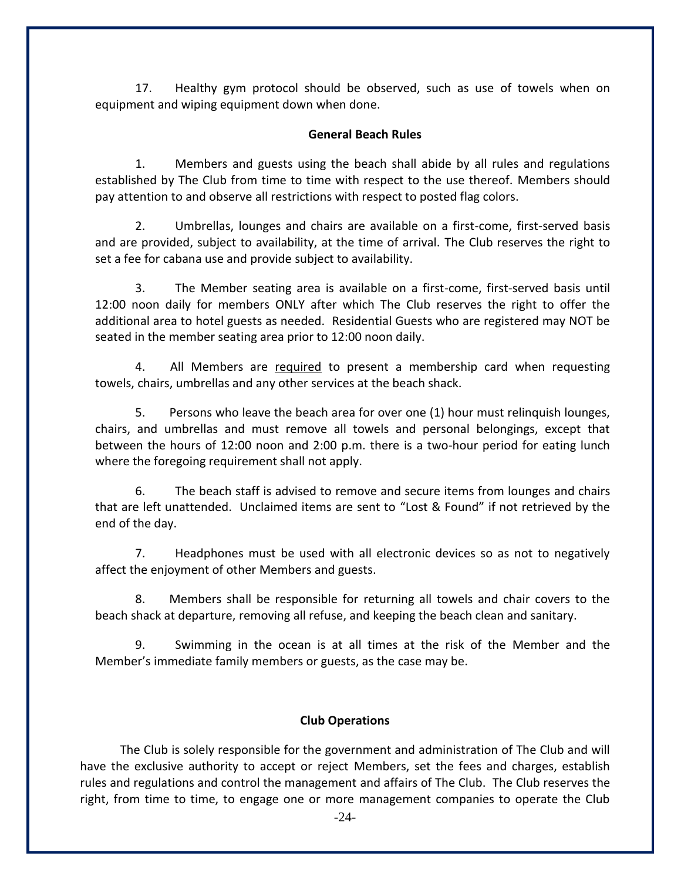17. Healthy gym protocol should be observed, such as use of towels when on equipment and wiping equipment down when done.

### General Beach Rules

1. Members and guests using the beach shall abide by all rules and regulations established by The Club from time to time with respect to the use thereof. Members should pay attention to and observe all restrictions with respect to posted flag colors.

2. Umbrellas, lounges and chairs are available on a first-come, first-served basis and are provided, subject to availability, at the time of arrival. The Club reserves the right to set a fee for cabana use and provide subject to availability.

3. The Member seating area is available on a first-come, first-served basis until 12:00 noon daily for members ONLY after which The Club reserves the right to offer the additional area to hotel guests as needed. Residential Guests who are registered may NOT be seated in the member seating area prior to 12:00 noon daily.

4. All Members are <u>required</u> to present a membership card when requesting towels, chairs, umbrellas and any other services at the beach shack.

5. Persons who leave the beach area for over one (1) hour must relinquish lounges, chairs, and umbrellas and must remove all towels and personal belongings, except that between the hours of 12:00 noon and 2:00 p.m. there is a two-hour period for eating lunch where the foregoing requirement shall not apply.

6. The beach staff is advised to remove and secure items from lounges and chairs that are left unattended. Unclaimed items are sent to "Lost & Found" if not retrieved by the end of the day.

7. Headphones must be used with all electronic devices so as not to negatively affect the enjoyment of other Members and guests.

8. Members shall be responsible for returning all towels and chair covers to the beach shack at departure, removing all refuse, and keeping the beach clean and sanitary.

9. Swimming in the ocean is at all times at the risk of the Member and the Member's immediate family members or guests, as the case may be.

### Club Operations

The Club is solely responsible for the government and administration of The Club and will have the exclusive authority to accept or reject Members, set the fees and charges, establish rules and regulations and control the management and affairs of The Club. The Club reserves the right, from time to time, to engage one or more management companies to operate the Club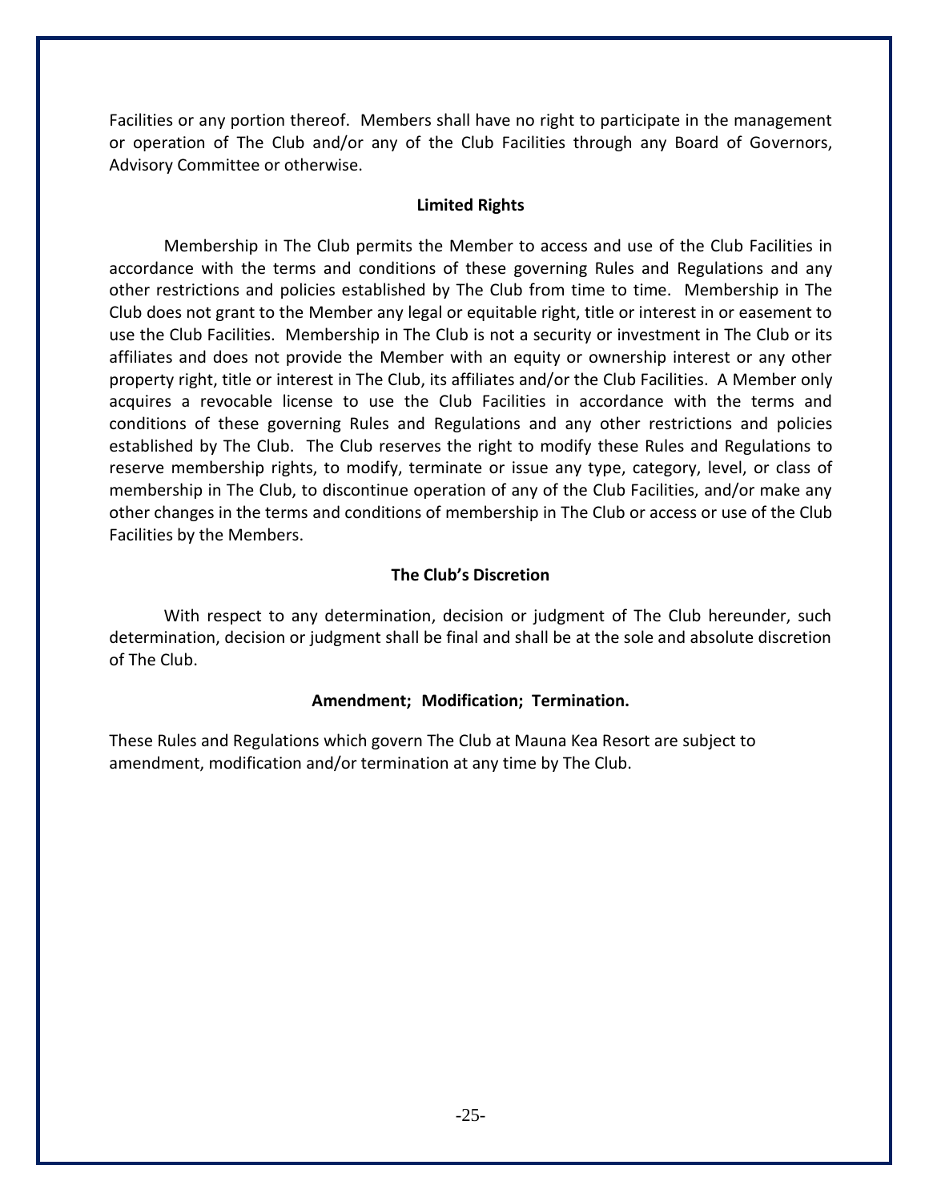Facilities or any portion thereof. Members shall have no right to participate in the management or operation of The Club and/or any of the Club Facilities through any Board of Governors, Advisory Committee or otherwise.

**Limited Rights**

Membership in The Club permits the Member to access and use of the Club Facilities in accordance with the terms and conditions of these governing Rules and Regulations and any other restrictions and policies established by The Club from time to time. Membership in The Club does not grant to the Member any legal or equitable right, title or interest in or easement to use the Club Facilities. Membership in The Club is not a security or investment in The Club or its affiliates and does not provide the Member with an equity or ownership interest or any other property right, title or interest in The Club, its affiliates and/or the Club Facilities. A Member only acquires a revocable license to use the Club Facilities in accordance with the terms and conditions of these governing Rules and Regulations and any other restrictions and policies established by The Club. The Club reserves the right to modify these Rules and Regulations to reserve membership rights, to modify, terminate or issue any type, category, level, or class of membership in The Club, to discontinue operation of any of the Club Facilities, and/or make any other changes in the terms and conditions of membership in The Club or access or use of the Club Facilities by the Members.

**The Club's Discretion**

With respect to any determination, decision or judgment of The Club hereunder, such determination, decision or judgment shall be final and shall be at the sole and absolute discretion of The Club.

**Amendment; Modification; Termination.**

These Rules and Regulations which govern The Club at Mauna Kea Resort are subject to amendment, modification and/or termination at any time by The Club.